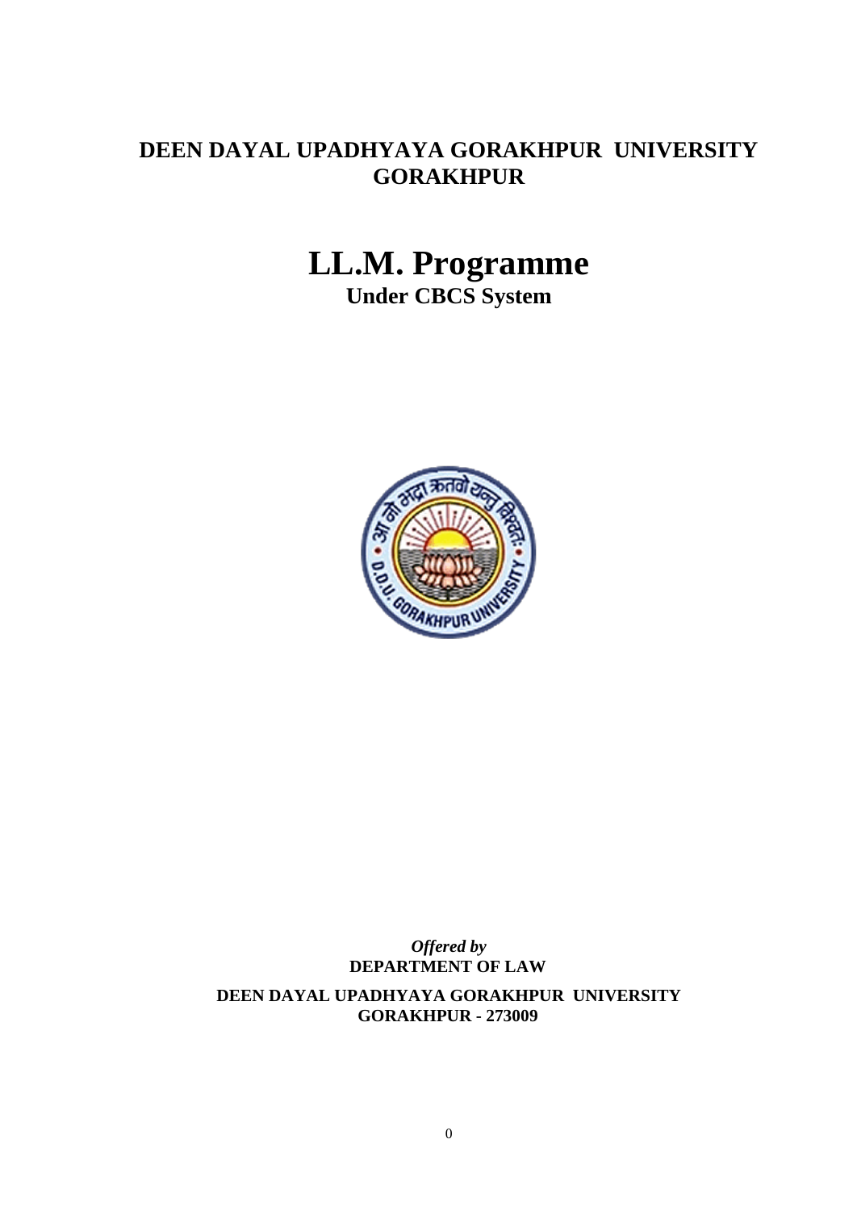# DEEN DAYAL UPADHYAYA GORAKHPUR UNIVERSITY GORAKHPUR

# LL.M. Programme

## Under CBCS System

*Offered by*

**DEPARTMENT OF LAW**

**DEEN DAYAL UPADHYAYA GORAKHPUR UNIVERSITY**
**GORAKHPUR - 273009**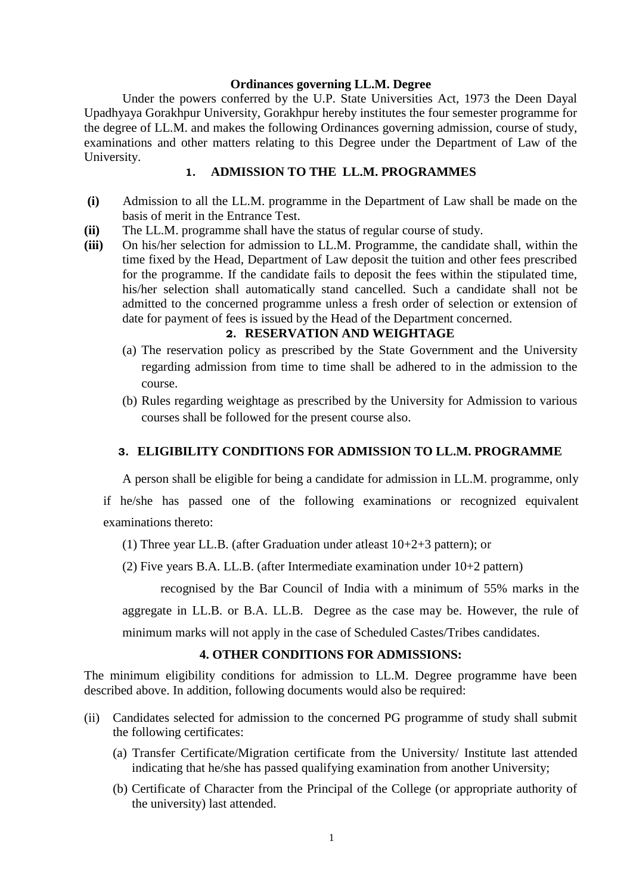**Ordinances governing LL.M. Degree**

Under the powers conferred by the U.P. State Universities Act, 1973 the Deen Dayal Upadhyaya Gorakhpur University, Gorakhpur hereby institutes the four semester programme for the degree of LL.M. and makes the following Ordinances governing admission, course of study, examinations and other matters relating to this Degree under the Department of Law of the University.

## 1. ADMISSION TO THE LL.M. PROGRAMMES

**(i)** Admission to all the LL.M. programme in the Department of Law shall be made on the basis of merit in the Entrance Test.

**(ii)** The LL.M. programme shall have the status of regular course of study.

**(iii)** On his/her selection for admission to LL.M. Programme, the candidate shall, within the time fixed by the Head, Department of Law deposit the tuition and other fees prescribed for the programme. If the candidate fails to deposit the fees within the stipulated time, his/her selection shall automatically stand cancelled. Such a candidate shall not be admitted to the concerned programme unless a fresh order of selection or extension of date for payment of fees is issued by the Head of the Department concerned.

## 2. RESERVATION AND WEIGHTAGE

(a) The reservation policy as prescribed by the State Government and the University regarding admission from time to time shall be adhered to in the admission to the course.

(b) Rules regarding weightage as prescribed by the University for Admission to various courses shall be followed for the present course also.

## 3. ELIGIBILITY CONDITIONS FOR ADMISSION TO LL.M. PROGRAMME

A person shall be eligible for being a candidate for admission in LL.M. programme, only if he/she has passed one of the following examinations or recognized equivalent examinations thereto:

(1) Three year LL.B. (after Graduation under atleast 10+2+3 pattern); or

(2) Five years B.A. LL.B. (after Intermediate examination under 10+2 pattern)

recognised by the Bar Council of India with a minimum of 55% marks in the aggregate in LL.B. or B.A. LL.B. Degree as the case may be. However, the rule of minimum marks will not apply in the case of Scheduled Castes/Tribes candidates.

## 4. OTHER CONDITIONS FOR ADMISSIONS:

The minimum eligibility conditions for admission to LL.M. Degree programme have been described above. In addition, following documents would also be required:

(ii) Candidates selected for admission to the concerned PG programme of study shall submit the following certificates:

(a) Transfer Certificate/Migration certificate from the University/ Institute last attended indicating that he/she has passed qualifying examination from another University;

(b) Certificate of Character from the Principal of the College (or appropriate authority of the university) last attended.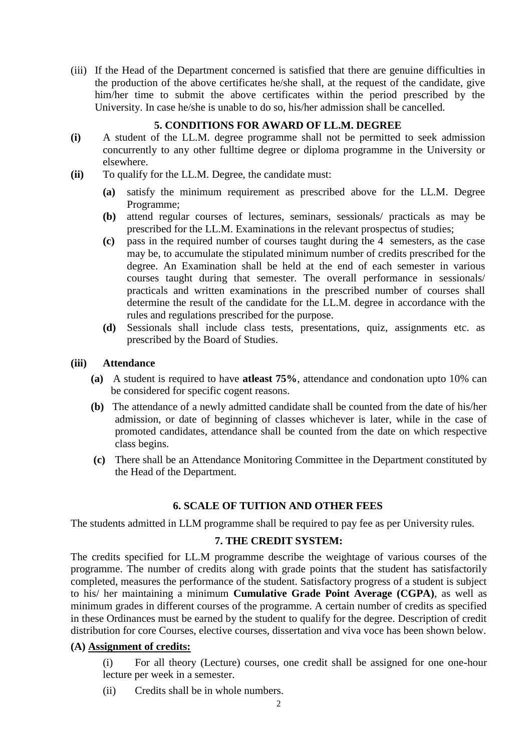(iii) If the Head of the Department concerned is satisfied that there are genuine difficulties in the production of the above certificates he/she shall, at the request of the candidate, give him/her time to submit the above certificates within the period prescribed by the University. In case he/she is unable to do so, his/her admission shall be cancelled.

## 5. CONDITIONS FOR AWARD OF LL.M. DEGREE

**(i)** A student of the LL.M. degree programme shall not be permitted to seek admission concurrently to any other fulltime degree or diploma programme in the University or elsewhere.

**(ii)** To qualify for the LL.M. Degree, the candidate must:

- **(a)** satisfy the minimum requirement as prescribed above for the LL.M. Degree Programme;
- **(b)** attend regular courses of lectures, seminars, sessionals/ practicals as may be prescribed for the LL.M. Examinations in the relevant prospectus of studies;
- **(c)** pass in the required number of courses taught during the 4 semesters, as the case may be, to accumulate the stipulated minimum number of credits prescribed for the degree. An Examination shall be held at the end of each semester in various courses taught during that semester. The overall performance in sessionals/ practicals and written examinations in the prescribed number of courses shall determine the result of the candidate for the LL.M. degree in accordance with the rules and regulations prescribed for the purpose.
- **(d)** Sessionals shall include class tests, presentations, quiz, assignments etc. as prescribed by the Board of Studies.

**(iii) Attendance**

- **(a)** A student is required to have **atleast 75%**, attendance and condonation upto 10% can be considered for specific cogent reasons.
- **(b)** The attendance of a newly admitted candidate shall be counted from the date of his/her admission, or date of beginning of classes whichever is later, while in the case of promoted candidates, attendance shall be counted from the date on which respective class begins.
- **(c)** There shall be an Attendance Monitoring Committee in the Department constituted by the Head of the Department.

## 6. SCALE OF TUITION AND OTHER FEES

The students admitted in LLM programme shall be required to pay fee as per University rules.

## 7. THE CREDIT SYSTEM:

The credits specified for LL.M programme describe the weightage of various courses of the programme. The number of credits along with grade points that the student has satisfactorily completed, measures the performance of the student. Satisfactory progress of a student is subject to his/ her maintaining a minimum **Cumulative Grade Point Average (CGPA)**, as well as minimum grades in different courses of the programme. A certain number of credits as specified in these Ordinances must be earned by the student to qualify for the degree. Description of credit distribution for core Courses, elective courses, dissertation and viva voce has been shown below.

**(A) Assignment of credits:**

(i) For all theory (Lecture) courses, one credit shall be assigned for one one-hour lecture per week in a semester.

(ii) Credits shall be in whole numbers.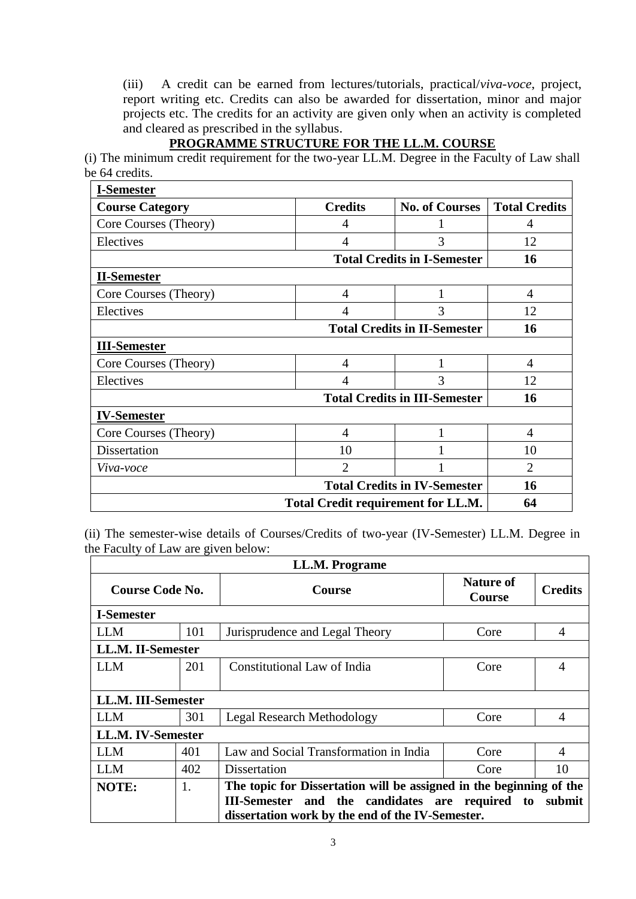(iii) A credit can be earned from lectures/tutorials, practical/*viva-voce*, project, report writing etc. Credits can also be awarded for dissertation, minor and major projects etc. The credits for an activity are given only when an activity is completed and cleared as prescribed in the syllabus.

## PROGRAMME STRUCTURE FOR THE LL.M. COURSE

(i) The minimum credit requirement for the two-year LL.M. Degree in the Faculty of Law shall be 64 credits.

| **Course Category** | **Credits** | **No. of Courses** | **Total Credits** |
|---|---|---|---|
| **I-Semester** | | | |
| Core Courses (Theory) | 4 | 1 | 4 |
| Electives | 4 | 3 | 12 |
| | | **Total Credits in I-Semester** | **16** |
| **II-Semester** | | | |
| Core Courses (Theory) | 4 | 1 | 4 |
| Electives | 4 | 3 | 12 |
| | | **Total Credits in II-Semester** | **16** |
| **III-Semester** | | | |
| Core Courses (Theory) | 4 | 1 | 4 |
| Electives | 4 | 3 | 12 |
| | | **Total Credits in III-Semester** | **16** |
| **IV-Semester** | | | |
| Core Courses (Theory) | 4 | 1 | 4 |
| Dissertation | 10 | 1 | 10 |
| *Viva-voce* | 2 | 1 | 2 |
| | | **Total Credits in IV-Semester** | **16** |
| | | **Total Credit requirement for LL.M.** | **64** |

(ii) The semester-wise details of Courses/Credits of two-year (IV-Semester) LL.M. Degree in the Faculty of Law are given below:

| **LL.M. Programe** | | | | |
|---|---|---|---|---|
| **Course Code No.** | | **Course** | **Nature of Course** | **Credits** |
| **I-Semester** | | | | |
| LLM | 101 | Jurisprudence and Legal Theory | Core | 4 |
| **LL.M. II-Semester** | | | | |
| LLM | 201 | Constitutional Law of India | Core | 4 |
| **LL.M. III-Semester** | | | | |
| LLM | 301 | Legal Research Methodology | Core | 4 |
| **LL.M. IV-Semester** | | | | |
| LLM | 401 | Law and Social Transformation in India | Core | 4 |
| LLM | 402 | Dissertation | Core | 10 |
| **NOTE:** | 1. | **The topic for Dissertation will be assigned in the beginning of the III-Semester and the candidates are required to submit dissertation work by the end of the IV-Semester.** | | |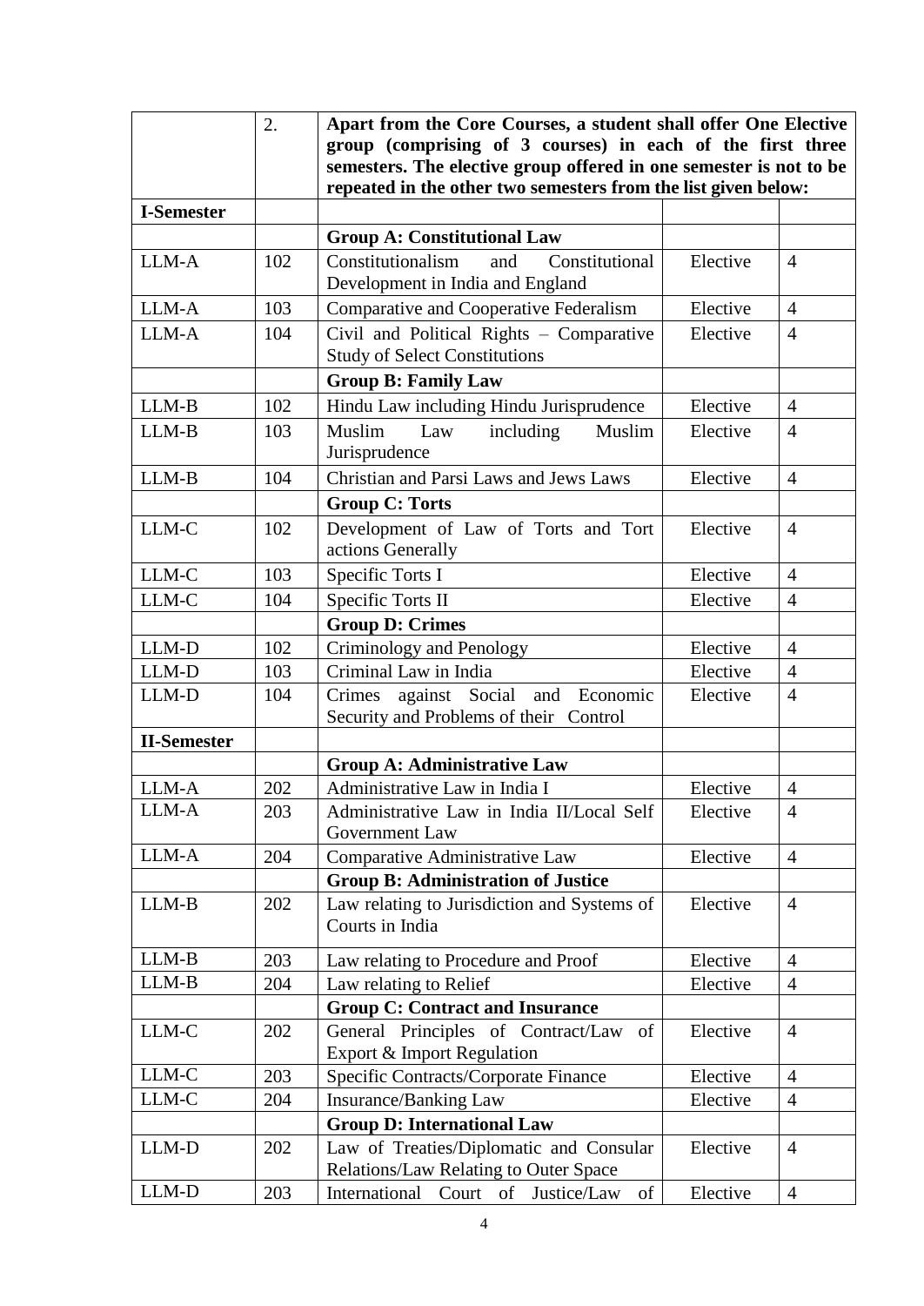| | | | | |
|---|---|---|---|---|
| | 2. | **Apart from the Core Courses, a student shall offer One Elective group (comprising of 3 courses) in each of the first three semesters. The elective group offered in one semester is not to be repeated in the other two semesters from the list given below:** | | |
| **I-Semester** | | | | |
| | | **Group A: Constitutional Law** | | |
| LLM-A | 102 | Constitutionalism and Constitutional Development in India and England | Elective | 4 |
| LLM-A | 103 | Comparative and Cooperative Federalism | Elective | 4 |
| LLM-A | 104 | Civil and Political Rights – Comparative Study of Select Constitutions | Elective | 4 |
| | | **Group B: Family Law** | | |
| LLM-B | 102 | Hindu Law including Hindu Jurisprudence | Elective | 4 |
| LLM-B | 103 | Muslim Law including Muslim Jurisprudence | Elective | 4 |
| LLM-B | 104 | Christian and Parsi Laws and Jews Laws | Elective | 4 |
| | | **Group C: Torts** | | |
| LLM-C | 102 | Development of Law of Torts and Tort actions Generally | Elective | 4 |
| LLM-C | 103 | Specific Torts I | Elective | 4 |
| LLM-C | 104 | Specific Torts II | Elective | 4 |
| | | **Group D: Crimes** | | |
| LLM-D | 102 | Criminology and Penology | Elective | 4 |
| LLM-D | 103 | Criminal Law in India | Elective | 4 |
| LLM-D | 104 | Crimes against Social and Economic Security and Problems of their Control | Elective | 4 |
| **II-Semester** | | | | |
| | | **Group A: Administrative Law** | | |
| LLM-A | 202 | Administrative Law in India I | Elective | 4 |
| LLM-A | 203 | Administrative Law in India II/Local Self Government Law | Elective | 4 |
| LLM-A | 204 | Comparative Administrative Law | Elective | 4 |
| | | **Group B: Administration of Justice** | | |
| LLM-B | 202 | Law relating to Jurisdiction and Systems of Courts in India | Elective | 4 |
| LLM-B | 203 | Law relating to Procedure and Proof | Elective | 4 |
| LLM-B | 204 | Law relating to Relief | Elective | 4 |
| | | **Group C: Contract and Insurance** | | |
| LLM-C | 202 | General Principles of Contract/Law of Export & Import Regulation | Elective | 4 |
| LLM-C | 203 | Specific Contracts/Corporate Finance | Elective | 4 |
| LLM-C | 204 | Insurance/Banking Law | Elective | 4 |
| | | **Group D: International Law** | | |
| LLM-D | 202 | Law of Treaties/Diplomatic and Consular Relations/Law Relating to Outer Space | Elective | 4 |
| LLM-D | 203 | International Court of Justice/Law of | Elective | 4 |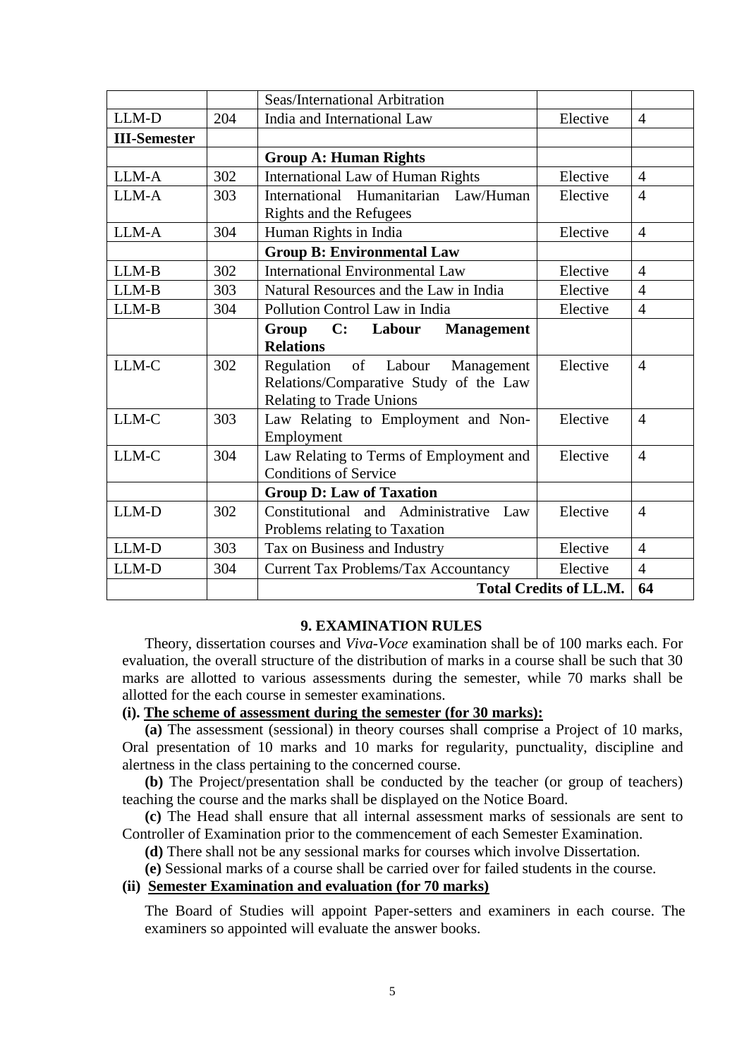| | | Seas/International Arbitration | | |
|---|---|---|---|---|
| LLM-D | 204 | India and International Law | Elective | 4 |
| **III-Semester** | | | | |
| | | **Group A: Human Rights** | | |
| LLM-A | 302 | International Law of Human Rights | Elective | 4 |
| LLM-A | 303 | International Humanitarian Law/Human Rights and the Refugees | Elective | 4 |
| LLM-A | 304 | Human Rights in India | Elective | 4 |
| | | **Group B: Environmental Law** | | |
| LLM-B | 302 | International Environmental Law | Elective | 4 |
| LLM-B | 303 | Natural Resources and the Law in India | Elective | 4 |
| LLM-B | 304 | Pollution Control Law in India | Elective | 4 |
| | | **Group C: Labour Management Relations** | | |
| LLM-C | 302 | Regulation of Labour Management Relations/Comparative Study of the Law Relating to Trade Unions | Elective | 4 |
| LLM-C | 303 | Law Relating to Employment and Non-Employment | Elective | 4 |
| LLM-C | 304 | Law Relating to Terms of Employment and Conditions of Service | Elective | 4 |
| | | **Group D: Law of Taxation** | | |
| LLM-D | 302 | Constitutional and Administrative Law Problems relating to Taxation | Elective | 4 |
| LLM-D | 303 | Tax on Business and Industry | Elective | 4 |
| LLM-D | 304 | Current Tax Problems/Tax Accountancy | Elective | 4 |
| | | **Total Credits of LL.M.** | | **64** |

## 9. EXAMINATION RULES

Theory, dissertation courses and *Viva-Voce* examination shall be of 100 marks each. For evaluation, the overall structure of the distribution of marks in a course shall be such that 30 marks are allotted to various assessments during the semester, while 70 marks shall be allotted for the each course in semester examinations.

**(i). <u>The scheme of assessment during the semester (for 30 marks):</u>**

**(a)** The assessment (sessional) in theory courses shall comprise a Project of 10 marks, Oral presentation of 10 marks and 10 marks for regularity, punctuality, discipline and alertness in the class pertaining to the concerned course.

**(b)** The Project/presentation shall be conducted by the teacher (or group of teachers) teaching the course and the marks shall be displayed on the Notice Board.

**(c)** The Head shall ensure that all internal assessment marks of sessionals are sent to Controller of Examination prior to the commencement of each Semester Examination.

**(d)** There shall not be any sessional marks for courses which involve Dissertation.

**(e)** Sessional marks of a course shall be carried over for failed students in the course.

**(ii) <u>Semester Examination and evaluation (for 70 marks)</u>**

The Board of Studies will appoint Paper-setters and examiners in each course. The examiners so appointed will evaluate the answer books.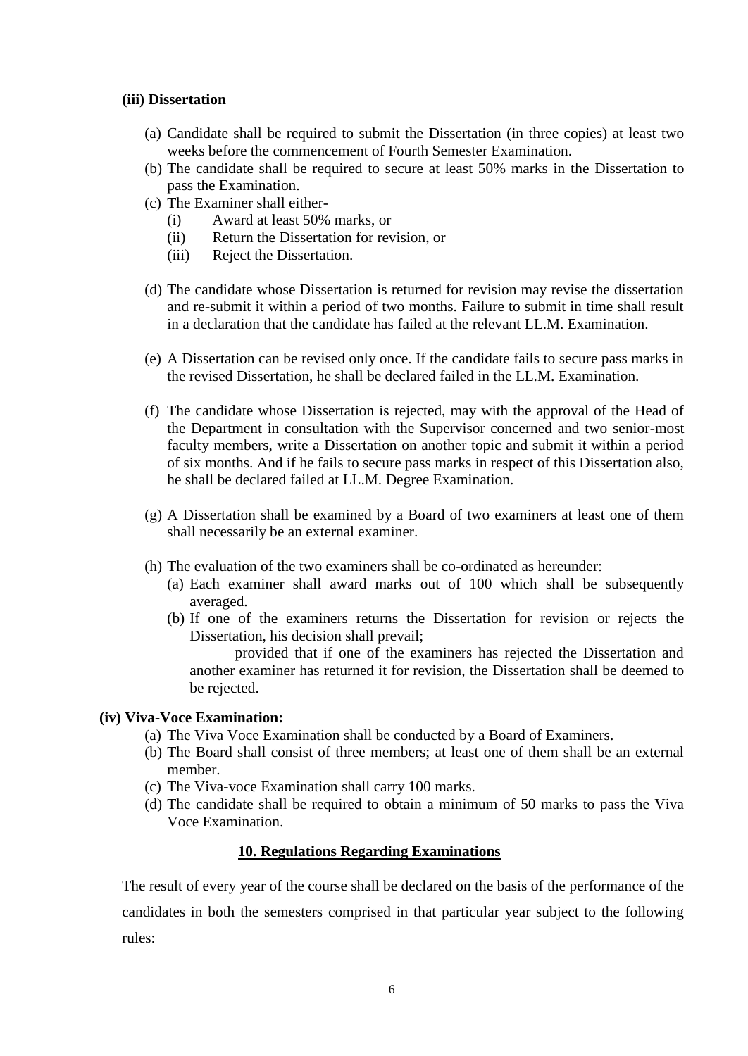**(iii) Dissertation**

(a) Candidate shall be required to submit the Dissertation (in three copies) at least two weeks before the commencement of Fourth Semester Examination.

(b) The candidate shall be required to secure at least 50% marks in the Dissertation to pass the Examination.

(c) The Examiner shall either-

   (i) Award at least 50% marks, or

   (ii) Return the Dissertation for revision, or

   (iii) Reject the Dissertation.

(d) The candidate whose Dissertation is returned for revision may revise the dissertation and re-submit it within a period of two months. Failure to submit in time shall result in a declaration that the candidate has failed at the relevant LL.M. Examination.

(e) A Dissertation can be revised only once. If the candidate fails to secure pass marks in the revised Dissertation, he shall be declared failed in the LL.M. Examination.

(f) The candidate whose Dissertation is rejected, may with the approval of the Head of the Department in consultation with the Supervisor concerned and two senior-most faculty members, write a Dissertation on another topic and submit it within a period of six months. And if he fails to secure pass marks in respect of this Dissertation also, he shall be declared failed at LL.M. Degree Examination.

(g) A Dissertation shall be examined by a Board of two examiners at least one of them shall necessarily be an external examiner.

(h) The evaluation of the two examiners shall be co-ordinated as hereunder:

   (a) Each examiner shall award marks out of 100 which shall be subsequently averaged.

   (b) If one of the examiners returns the Dissertation for revision or rejects the Dissertation, his decision shall prevail;

   provided that if one of the examiners has rejected the Dissertation and another examiner has returned it for revision, the Dissertation shall be deemed to be rejected.

**(iv) Viva-Voce Examination:**

(a) The Viva Voce Examination shall be conducted by a Board of Examiners.

(b) The Board shall consist of three members; at least one of them shall be an external member.

(c) The Viva-voce Examination shall carry 100 marks.

(d) The candidate shall be required to obtain a minimum of 50 marks to pass the Viva Voce Examination.

## **10. Regulations Regarding Examinations**

The result of every year of the course shall be declared on the basis of the performance of the candidates in both the semesters comprised in that particular year subject to the following rules: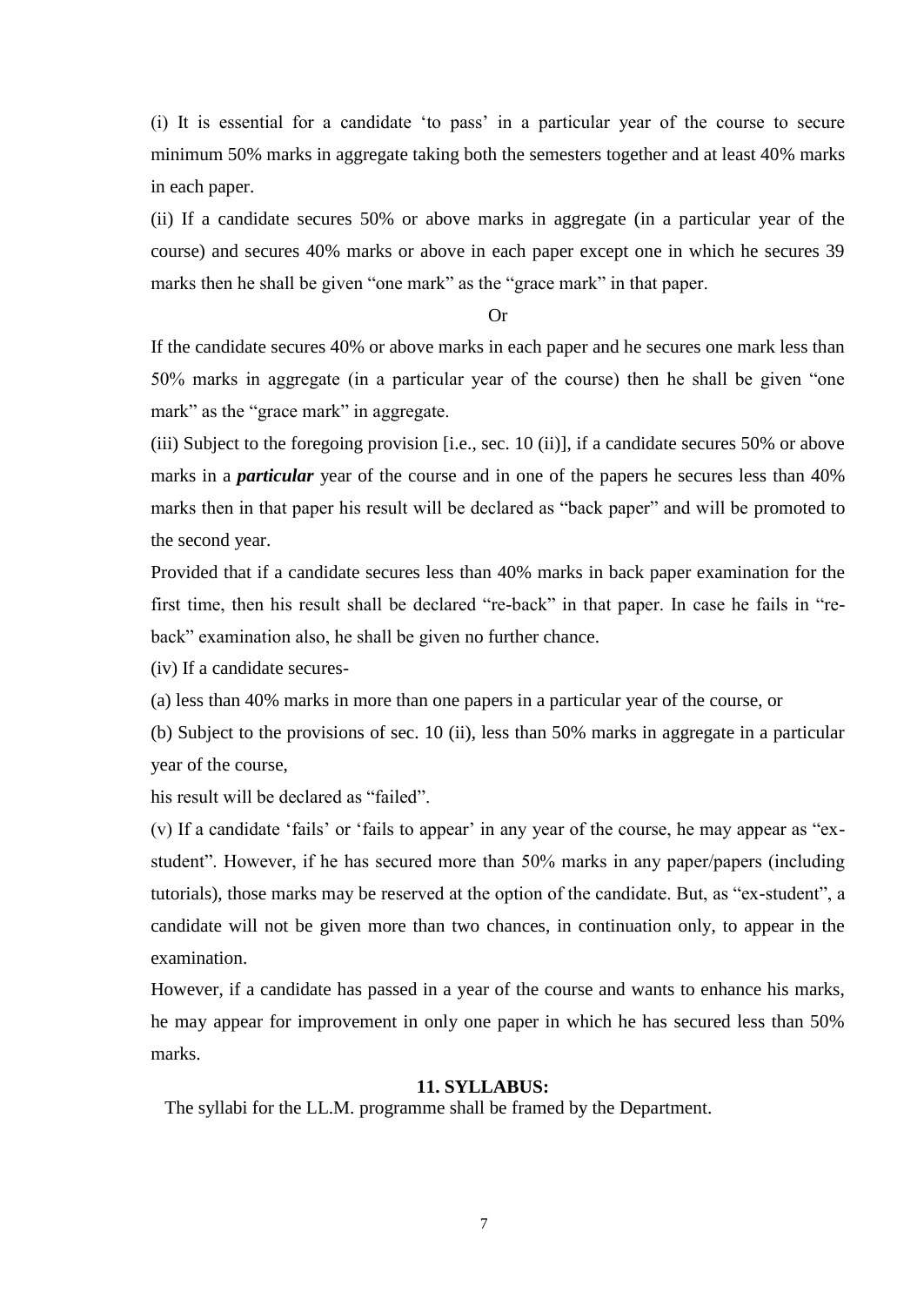(i) It is essential for a candidate 'to pass' in a particular year of the course to secure minimum 50% marks in aggregate taking both the semesters together and at least 40% marks in each paper.

(ii) If a candidate secures 50% or above marks in aggregate (in a particular year of the course) and secures 40% marks or above in each paper except one in which he secures 39 marks then he shall be given "one mark" as the "grace mark" in that paper.

Or

If the candidate secures 40% or above marks in each paper and he secures one mark less than 50% marks in aggregate (in a particular year of the course) then he shall be given "one mark" as the "grace mark" in aggregate.

(iii) Subject to the foregoing provision [i.e., sec. 10 (ii)], if a candidate secures 50% or above marks in a ***particular*** year of the course and in one of the papers he secures less than 40% marks then in that paper his result will be declared as "back paper" and will be promoted to the second year.

Provided that if a candidate secures less than 40% marks in back paper examination for the first time, then his result shall be declared "re-back" in that paper. In case he fails in "re-back" examination also, he shall be given no further chance.

(iv) If a candidate secures-

(a) less than 40% marks in more than one papers in a particular year of the course, or

(b) Subject to the provisions of sec. 10 (ii), less than 50% marks in aggregate in a particular year of the course,

his result will be declared as "failed".

(v) If a candidate 'fails' or 'fails to appear' in any year of the course, he may appear as "ex-student". However, if he has secured more than 50% marks in any paper/papers (including tutorials), those marks may be reserved at the option of the candidate. But, as "ex-student", a candidate will not be given more than two chances, in continuation only, to appear in the examination.

However, if a candidate has passed in a year of the course and wants to enhance his marks, he may appear for improvement in only one paper in which he has secured less than 50% marks.

## 11. SYLLABUS:

The syllabi for the LL.M. programme shall be framed by the Department.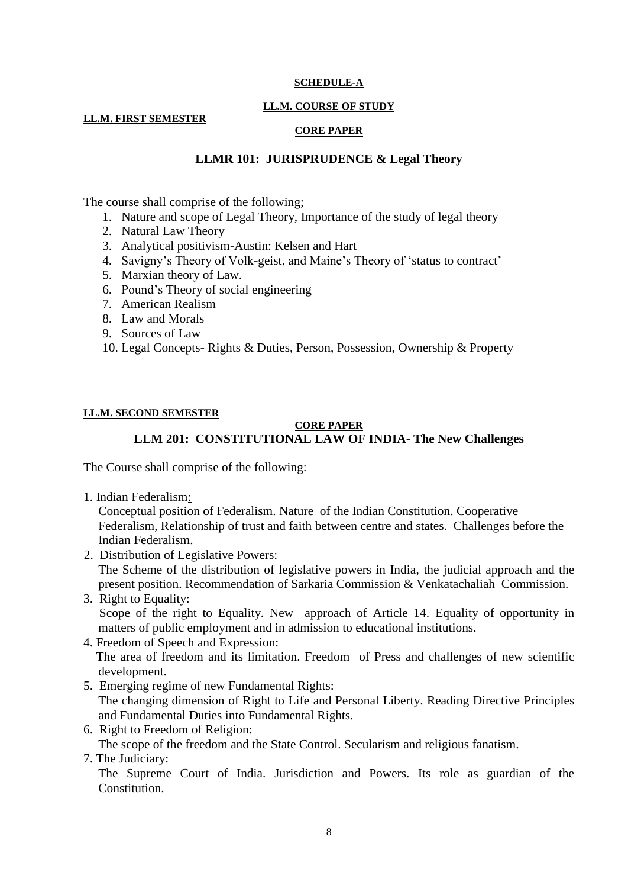**SCHEDULE-A**

**LL.M. COURSE OF STUDY**

**LL.M. FIRST SEMESTER**

**CORE PAPER**

## LLMR 101: JURISPRUDENCE & Legal Theory

The course shall comprise of the following;

1. Nature and scope of Legal Theory, Importance of the study of legal theory
2. Natural Law Theory
3. Analytical positivism-Austin: Kelsen and Hart
4. Savigny's Theory of Volk-geist, and Maine's Theory of 'status to contract'
5. Marxian theory of Law.
6. Pound's Theory of social engineering
7. American Realism
8. Law and Morals
9. Sources of Law
10. Legal Concepts- Rights & Duties, Person, Possession, Ownership & Property

**LL.M. SECOND SEMESTER**

**CORE PAPER**

## LLM 201: CONSTITUTIONAL LAW OF INDIA- The New Challenges

The Course shall comprise of the following:

1. Indian Federalism:
   Conceptual position of Federalism. Nature of the Indian Constitution. Cooperative Federalism, Relationship of trust and faith between centre and states. Challenges before the Indian Federalism.
2. Distribution of Legislative Powers:
   The Scheme of the distribution of legislative powers in India, the judicial approach and the present position. Recommendation of Sarkaria Commission & Venkatachaliah Commission.
3. Right to Equality:
   Scope of the right to Equality. New approach of Article 14. Equality of opportunity in matters of public employment and in admission to educational institutions.
4. Freedom of Speech and Expression:
   The area of freedom and its limitation. Freedom of Press and challenges of new scientific development.
5. Emerging regime of new Fundamental Rights:
   The changing dimension of Right to Life and Personal Liberty. Reading Directive Principles and Fundamental Duties into Fundamental Rights.
6. Right to Freedom of Religion:
   The scope of the freedom and the State Control. Secularism and religious fanatism.
7. The Judiciary:
   The Supreme Court of India. Jurisdiction and Powers. Its role as guardian of the Constitution.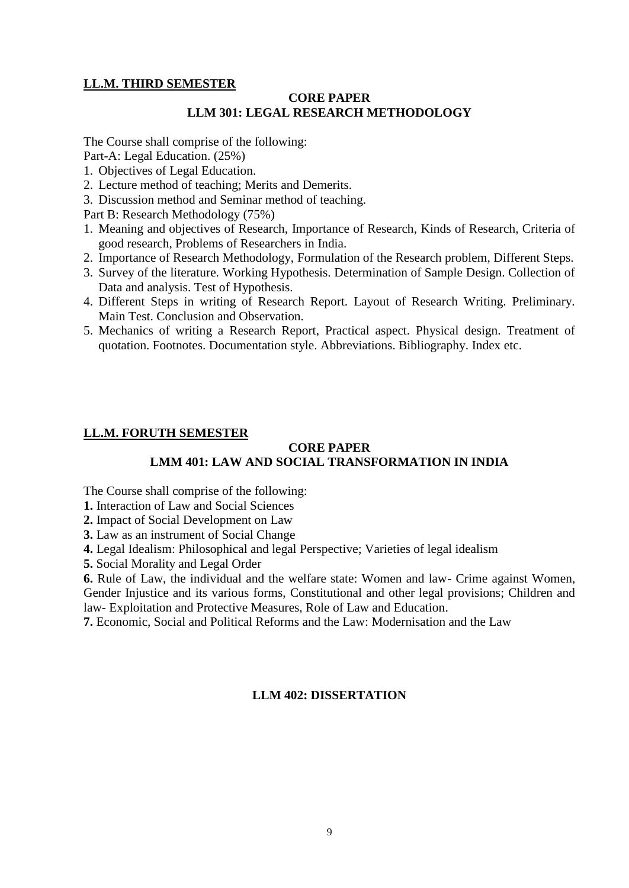## LL.M. THIRD SEMESTER

### CORE PAPER
### LLM 301: LEGAL RESEARCH METHODOLOGY

The Course shall comprise of the following:

Part-A: Legal Education. (25%)

1. Objectives of Legal Education.
2. Lecture method of teaching; Merits and Demerits.
3. Discussion method and Seminar method of teaching.

Part B: Research Methodology (75%)

1. Meaning and objectives of Research, Importance of Research, Kinds of Research, Criteria of good research, Problems of Researchers in India.
2. Importance of Research Methodology, Formulation of the Research problem, Different Steps.
3. Survey of the literature. Working Hypothesis. Determination of Sample Design. Collection of Data and analysis. Test of Hypothesis.
4. Different Steps in writing of Research Report. Layout of Research Writing. Preliminary. Main Test. Conclusion and Observation.
5. Mechanics of writing a Research Report, Practical aspect. Physical design. Treatment of quotation. Footnotes. Documentation style. Abbreviations. Bibliography. Index etc.

## LL.M. FORUTH SEMESTER

### CORE PAPER
### LMM 401: LAW AND SOCIAL TRANSFORMATION IN INDIA

The Course shall comprise of the following:

**1.** Interaction of Law and Social Sciences

**2.** Impact of Social Development on Law

**3.** Law as an instrument of Social Change

**4.** Legal Idealism: Philosophical and legal Perspective; Varieties of legal idealism

**5.** Social Morality and Legal Order

**6.** Rule of Law, the individual and the welfare state: Women and law- Crime against Women, Gender Injustice and its various forms, Constitutional and other legal provisions; Children and law- Exploitation and Protective Measures, Role of Law and Education.

**7.** Economic, Social and Political Reforms and the Law: Modernisation and the Law

### LLM 402: DISSERTATION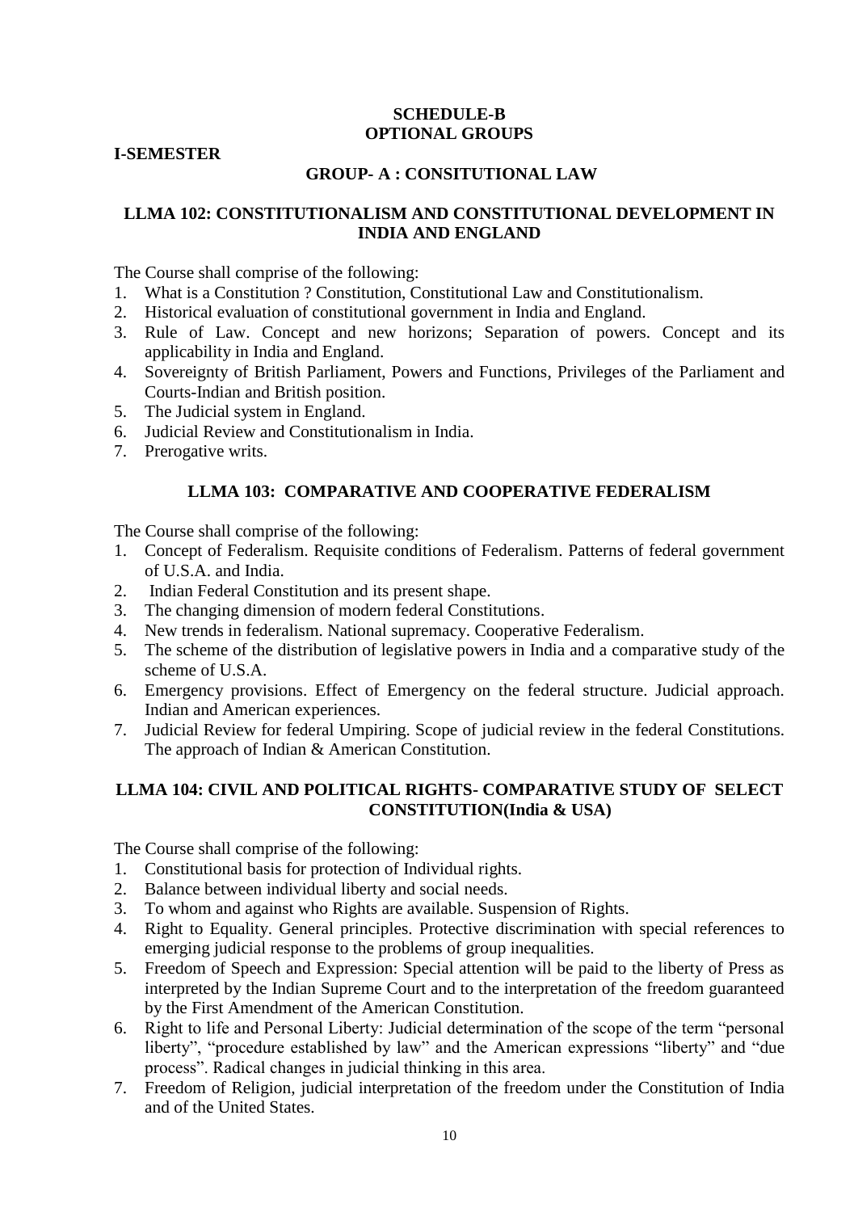## SCHEDULE-B
## OPTIONAL GROUPS

**I-SEMESTER**

### GROUP- A : CONSITUTIONAL LAW

### LLMA 102: CONSTITUTIONALISM AND CONSTITUTIONAL DEVELOPMENT IN INDIA AND ENGLAND

The Course shall comprise of the following:

1. What is a Constitution ? Constitution, Constitutional Law and Constitutionalism.
2. Historical evaluation of constitutional government in India and England.
3. Rule of Law. Concept and new horizons; Separation of powers. Concept and its applicability in India and England.
4. Sovereignty of British Parliament, Powers and Functions, Privileges of the Parliament and Courts-Indian and British position.
5. The Judicial system in England.
6. Judicial Review and Constitutionalism in India.
7. Prerogative writs.

### LLMA 103: COMPARATIVE AND COOPERATIVE FEDERALISM

The Course shall comprise of the following:

1. Concept of Federalism. Requisite conditions of Federalism. Patterns of federal government of U.S.A. and India.
2. Indian Federal Constitution and its present shape.
3. The changing dimension of modern federal Constitutions.
4. New trends in federalism. National supremacy. Cooperative Federalism.
5. The scheme of the distribution of legislative powers in India and a comparative study of the scheme of U.S.A.
6. Emergency provisions. Effect of Emergency on the federal structure. Judicial approach. Indian and American experiences.
7. Judicial Review for federal Umpiring. Scope of judicial review in the federal Constitutions. The approach of Indian & American Constitution.

### LLMA 104: CIVIL AND POLITICAL RIGHTS- COMPARATIVE STUDY OF SELECT CONSTITUTION(India & USA)

The Course shall comprise of the following:

1. Constitutional basis for protection of Individual rights.
2. Balance between individual liberty and social needs.
3. To whom and against who Rights are available. Suspension of Rights.
4. Right to Equality. General principles. Protective discrimination with special references to emerging judicial response to the problems of group inequalities.
5. Freedom of Speech and Expression: Special attention will be paid to the liberty of Press as interpreted by the Indian Supreme Court and to the interpretation of the freedom guaranteed by the First Amendment of the American Constitution.
6. Right to life and Personal Liberty: Judicial determination of the scope of the term "personal liberty", "procedure established by law" and the American expressions "liberty" and "due process". Radical changes in judicial thinking in this area.
7. Freedom of Religion, judicial interpretation of the freedom under the Constitution of India and of the United States.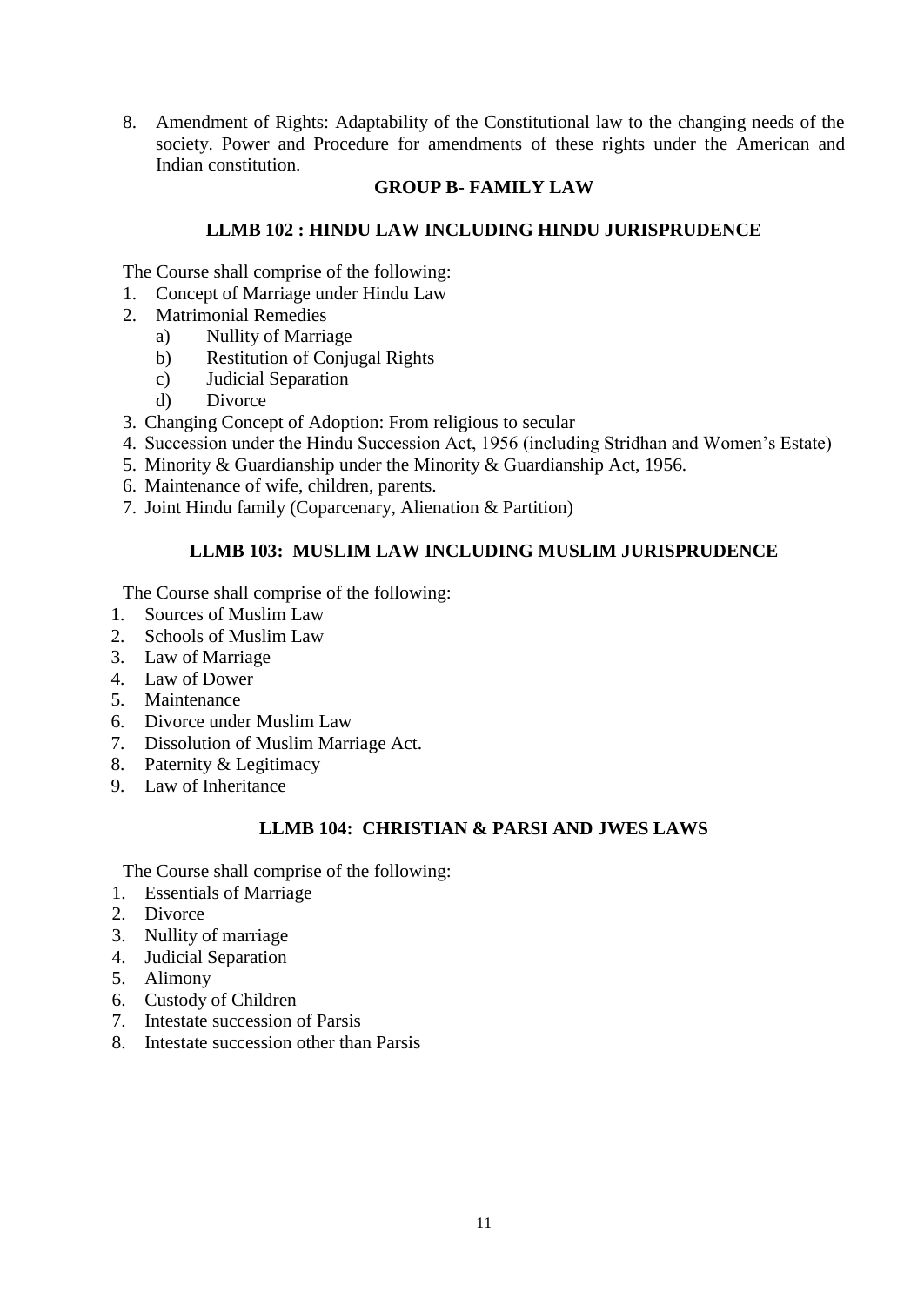8. Amendment of Rights: Adaptability of the Constitutional law to the changing needs of the society. Power and Procedure for amendments of these rights under the American and Indian constitution.

## GROUP B- FAMILY LAW

### LLMB 102 : HINDU LAW INCLUDING HINDU JURISPRUDENCE

The Course shall comprise of the following:

1. Concept of Marriage under Hindu Law
2. Matrimonial Remedies
   a) Nullity of Marriage
   b) Restitution of Conjugal Rights
   c) Judicial Separation
   d) Divorce
3. Changing Concept of Adoption: From religious to secular
4. Succession under the Hindu Succession Act, 1956 (including Stridhan and Women's Estate)
5. Minority & Guardianship under the Minority & Guardianship Act, 1956.
6. Maintenance of wife, children, parents.
7. Joint Hindu family (Coparcenary, Alienation & Partition)

### LLMB 103: MUSLIM LAW INCLUDING MUSLIM JURISPRUDENCE

The Course shall comprise of the following:

1. Sources of Muslim Law
2. Schools of Muslim Law
3. Law of Marriage
4. Law of Dower
5. Maintenance
6. Divorce under Muslim Law
7. Dissolution of Muslim Marriage Act.
8. Paternity & Legitimacy
9. Law of Inheritance

### LLMB 104: CHRISTIAN & PARSI AND JWES LAWS

The Course shall comprise of the following:

1. Essentials of Marriage
2. Divorce
3. Nullity of marriage
4. Judicial Separation
5. Alimony
6. Custody of Children
7. Intestate succession of Parsis
8. Intestate succession other than Parsis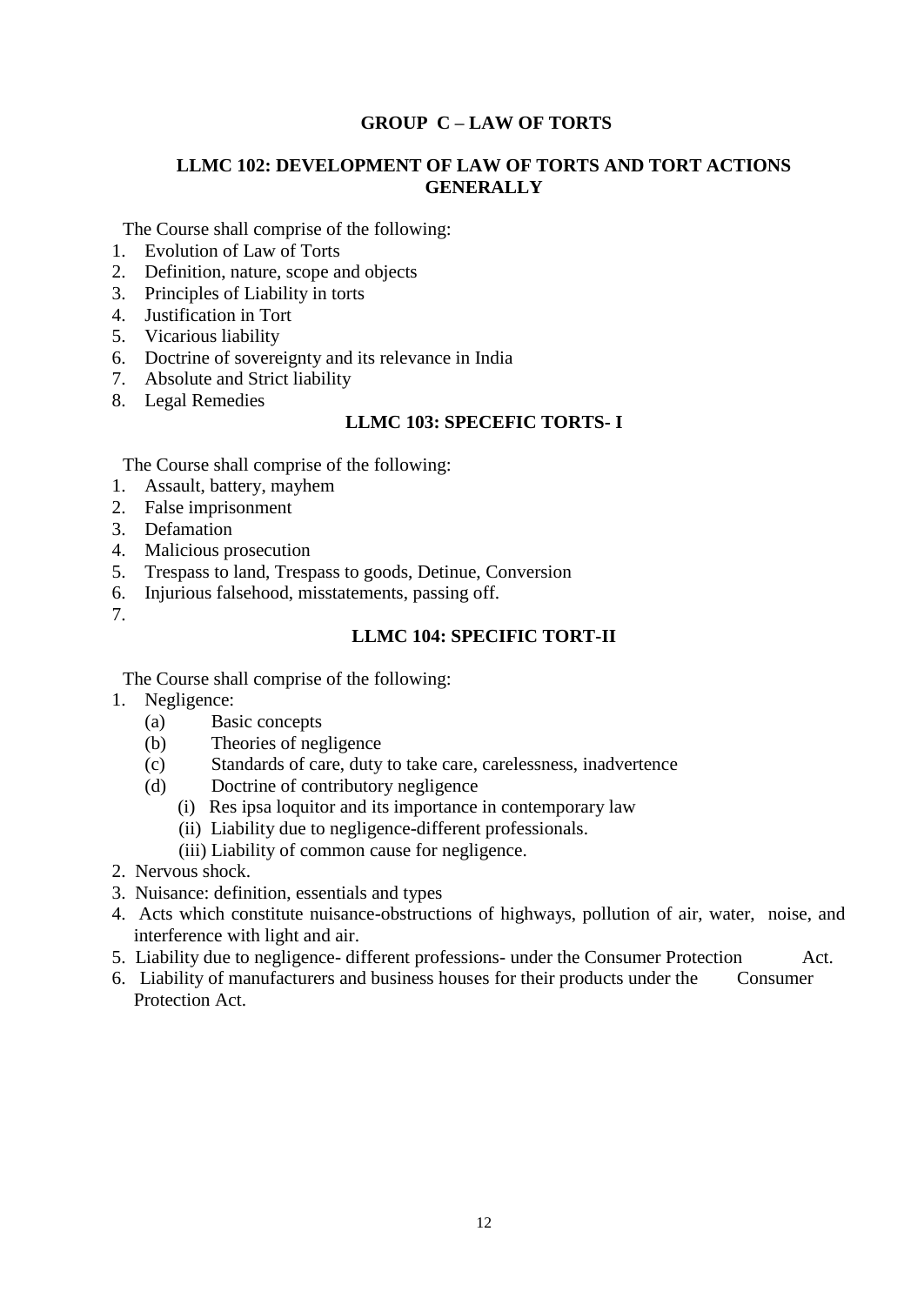## GROUP C – LAW OF TORTS

### LLMC 102: DEVELOPMENT OF LAW OF TORTS AND TORT ACTIONS GENERALLY

The Course shall comprise of the following:

1. Evolution of Law of Torts
2. Definition, nature, scope and objects
3. Principles of Liability in torts
4. Justification in Tort
5. Vicarious liability
6. Doctrine of sovereignty and its relevance in India
7. Absolute and Strict liability
8. Legal Remedies

### LLMC 103: SPECEFIC TORTS- I

The Course shall comprise of the following:

1. Assault, battery, mayhem
2. False imprisonment
3. Defamation
4. Malicious prosecution
5. Trespass to land, Trespass to goods, Detinue, Conversion
6. Injurious falsehood, misstatements, passing off.
7. 

### LLMC 104: SPECIFIC TORT-II

The Course shall comprise of the following:

1. Negligence:
   - (a) Basic concepts
   - (b) Theories of negligence
   - (c) Standards of care, duty to take care, carelessness, inadvertence
   - (d) Doctrine of contributory negligence
     - (i) Res ipsa loquitor and its importance in contemporary law
     - (ii) Liability due to negligence-different professionals.
     - (iii) Liability of common cause for negligence.
2. Nervous shock.
3. Nuisance: definition, essentials and types
4. Acts which constitute nuisance-obstructions of highways, pollution of air, water, noise, and interference with light and air.
5. Liability due to negligence- different professions- under the Consumer Protection Act.
6. Liability of manufacturers and business houses for their products under the Consumer Protection Act.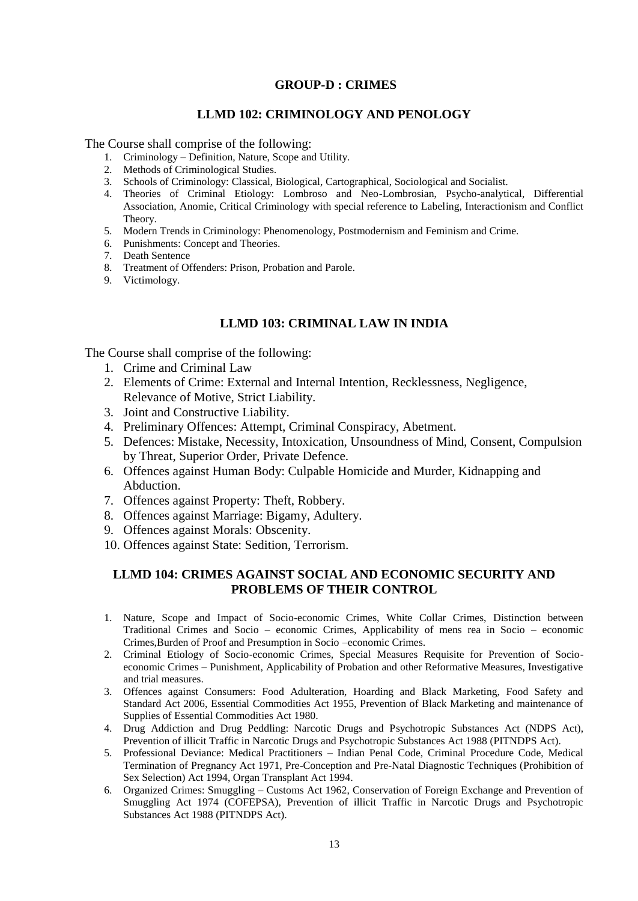## GROUP-D : CRIMES

### LLMD 102: CRIMINOLOGY AND PENOLOGY

The Course shall comprise of the following:

1. Criminology – Definition, Nature, Scope and Utility.
2. Methods of Criminological Studies.
3. Schools of Criminology: Classical, Biological, Cartographical, Sociological and Socialist.
4. Theories of Criminal Etiology: Lombroso and Neo-Lombrosian, Psycho-analytical, Differential Association, Anomie, Critical Criminology with special reference to Labeling, Interactionism and Conflict Theory.
5. Modern Trends in Criminology: Phenomenology, Postmodernism and Feminism and Crime.
6. Punishments: Concept and Theories.
7. Death Sentence
8. Treatment of Offenders: Prison, Probation and Parole.
9. Victimology.

### LLMD 103: CRIMINAL LAW IN INDIA

The Course shall comprise of the following:

1. Crime and Criminal Law
2. Elements of Crime: External and Internal Intention, Recklessness, Negligence, Relevance of Motive, Strict Liability.
3. Joint and Constructive Liability.
4. Preliminary Offences: Attempt, Criminal Conspiracy, Abetment.
5. Defences: Mistake, Necessity, Intoxication, Unsoundness of Mind, Consent, Compulsion by Threat, Superior Order, Private Defence.
6. Offences against Human Body: Culpable Homicide and Murder, Kidnapping and Abduction.
7. Offences against Property: Theft, Robbery.
8. Offences against Marriage: Bigamy, Adultery.
9. Offences against Morals: Obscenity.
10. Offences against State: Sedition, Terrorism.

### LLMD 104: CRIMES AGAINST SOCIAL AND ECONOMIC SECURITY AND PROBLEMS OF THEIR CONTROL

1. Nature, Scope and Impact of Socio-economic Crimes, White Collar Crimes, Distinction between Traditional Crimes and Socio – economic Crimes, Applicability of mens rea in Socio – economic Crimes,Burden of Proof and Presumption in Socio –economic Crimes.
2. Criminal Etiology of Socio-economic Crimes, Special Measures Requisite for Prevention of Socio-economic Crimes – Punishment, Applicability of Probation and other Reformative Measures, Investigative and trial measures.
3. Offences against Consumers: Food Adulteration, Hoarding and Black Marketing, Food Safety and Standard Act 2006, Essential Commodities Act 1955, Prevention of Black Marketing and maintenance of Supplies of Essential Commodities Act 1980.
4. Drug Addiction and Drug Peddling: Narcotic Drugs and Psychotropic Substances Act (NDPS Act), Prevention of illicit Traffic in Narcotic Drugs and Psychotropic Substances Act 1988 (PITNDPS Act).
5. Professional Deviance: Medical Practitioners – Indian Penal Code, Criminal Procedure Code, Medical Termination of Pregnancy Act 1971, Pre-Conception and Pre-Natal Diagnostic Techniques (Prohibition of Sex Selection) Act 1994, Organ Transplant Act 1994.
6. Organized Crimes: Smuggling – Customs Act 1962, Conservation of Foreign Exchange and Prevention of Smuggling Act 1974 (COFEPSA), Prevention of illicit Traffic in Narcotic Drugs and Psychotropic Substances Act 1988 (PITNDPS Act).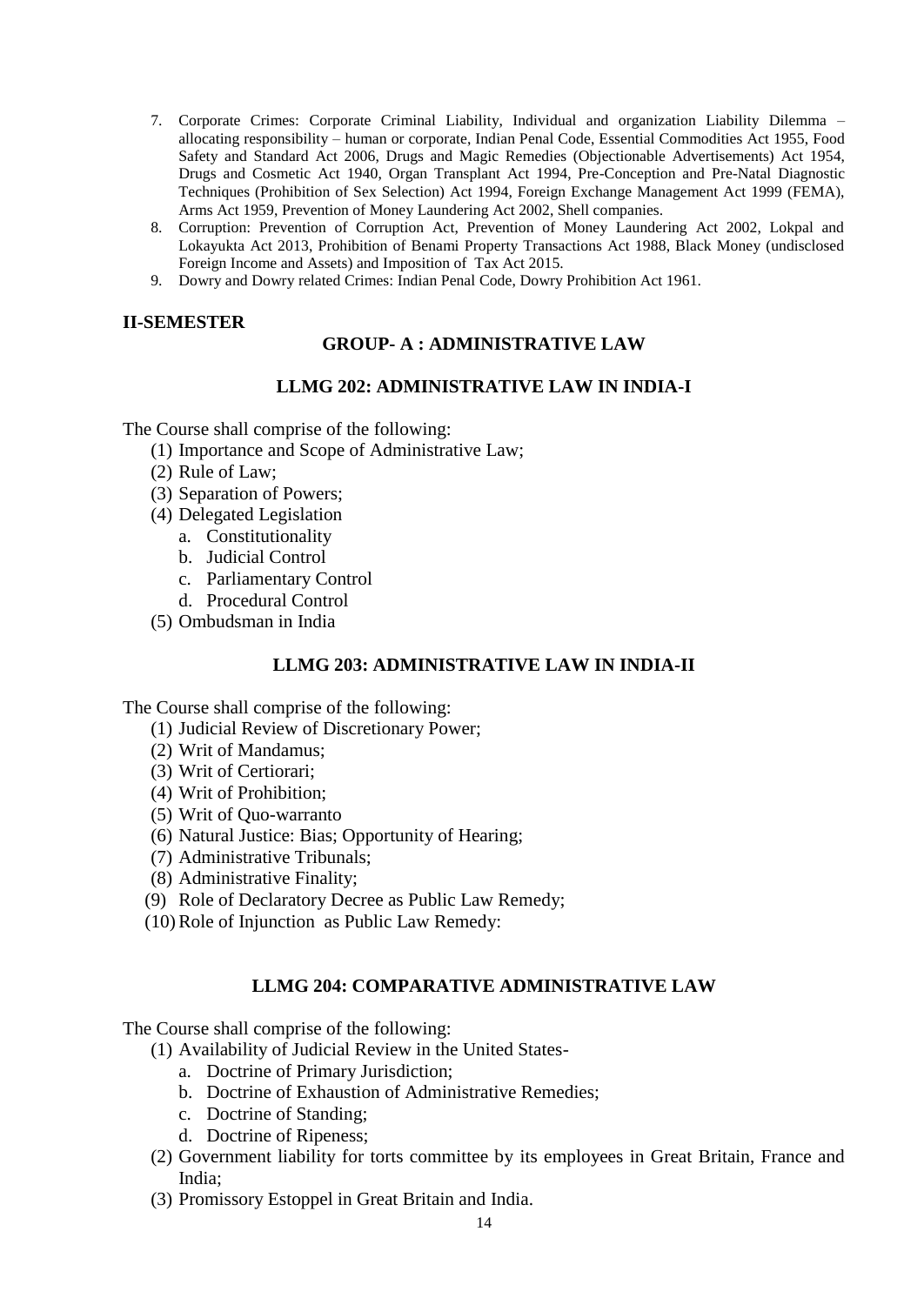7. Corporate Crimes: Corporate Criminal Liability, Individual and organization Liability Dilemma – allocating responsibility – human or corporate, Indian Penal Code, Essential Commodities Act 1955, Food Safety and Standard Act 2006, Drugs and Magic Remedies (Objectionable Advertisements) Act 1954, Drugs and Cosmetic Act 1940, Organ Transplant Act 1994, Pre-Conception and Pre-Natal Diagnostic Techniques (Prohibition of Sex Selection) Act 1994, Foreign Exchange Management Act 1999 (FEMA), Arms Act 1959, Prevention of Money Laundering Act 2002, Shell companies.
8. Corruption: Prevention of Corruption Act, Prevention of Money Laundering Act 2002, Lokpal and Lokayukta Act 2013, Prohibition of Benami Property Transactions Act 1988, Black Money (undisclosed Foreign Income and Assets) and Imposition of Tax Act 2015.
9. Dowry and Dowry related Crimes: Indian Penal Code, Dowry Prohibition Act 1961.

## II-SEMESTER

### GROUP- A : ADMINISTRATIVE LAW

#### LLMG 202: ADMINISTRATIVE LAW IN INDIA-I

The Course shall comprise of the following:

(1) Importance and Scope of Administrative Law;
(2) Rule of Law;
(3) Separation of Powers;
(4) Delegated Legislation
   a. Constitutionality
   b. Judicial Control
   c. Parliamentary Control
   d. Procedural Control
(5) Ombudsman in India

#### LLMG 203: ADMINISTRATIVE LAW IN INDIA-II

The Course shall comprise of the following:

(1) Judicial Review of Discretionary Power;
(2) Writ of Mandamus;
(3) Writ of Certiorari;
(4) Writ of Prohibition;
(5) Writ of Quo-warranto
(6) Natural Justice: Bias; Opportunity of Hearing;
(7) Administrative Tribunals;
(8) Administrative Finality;
(9) Role of Declaratory Decree as Public Law Remedy;
(10) Role of Injunction as Public Law Remedy:

#### LLMG 204: COMPARATIVE ADMINISTRATIVE LAW

The Course shall comprise of the following:

(1) Availability of Judicial Review in the United States-
   a. Doctrine of Primary Jurisdiction;
   b. Doctrine of Exhaustion of Administrative Remedies;
   c. Doctrine of Standing;
   d. Doctrine of Ripeness;
(2) Government liability for torts committee by its employees in Great Britain, France and India;
(3) Promissory Estoppel in Great Britain and India.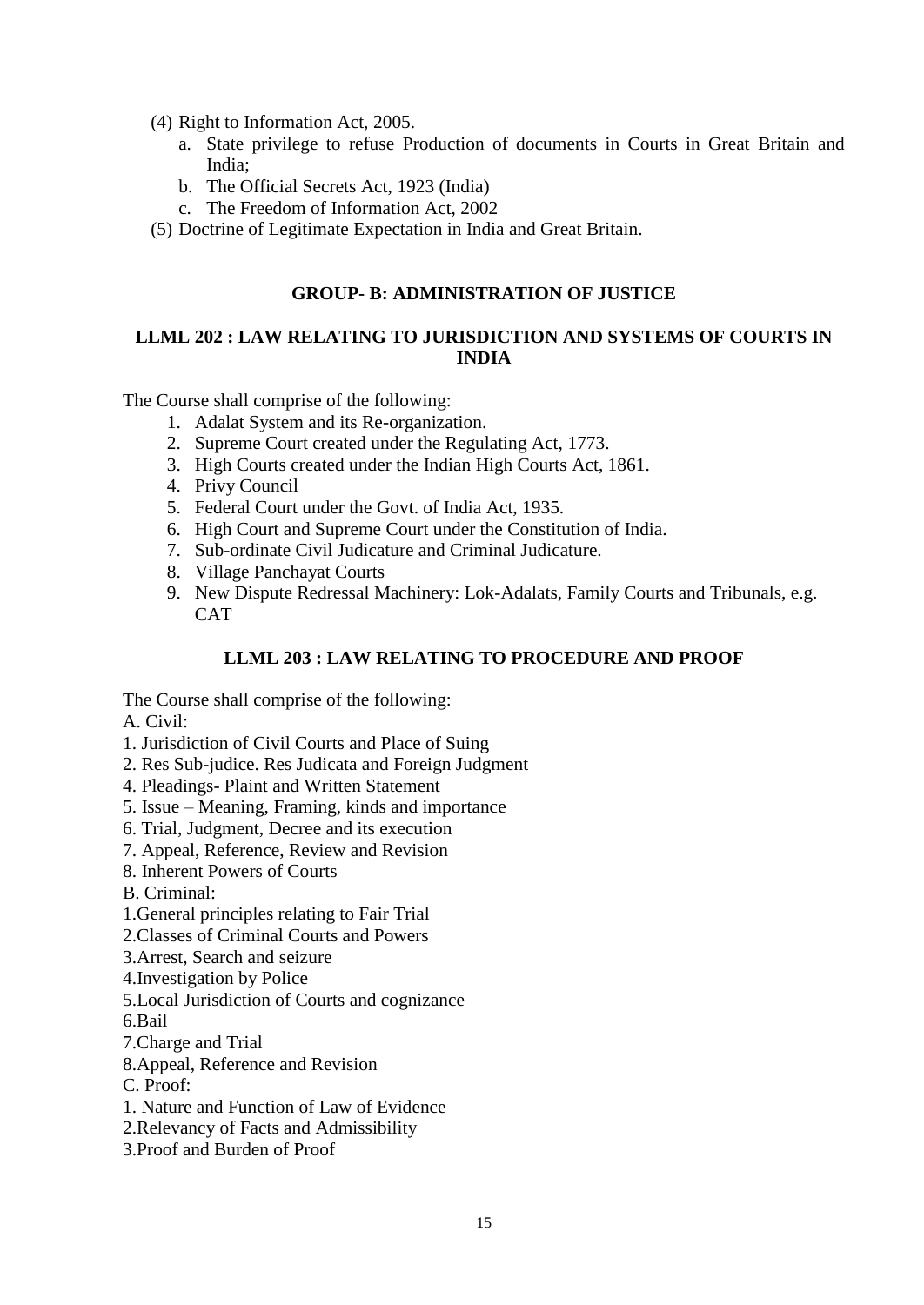(4) Right to Information Act, 2005.
   a. State privilege to refuse Production of documents in Courts in Great Britain and India;
   b. The Official Secrets Act, 1923 (India)
   c. The Freedom of Information Act, 2002

(5) Doctrine of Legitimate Expectation in India and Great Britain.

## GROUP- B: ADMINISTRATION OF JUSTICE

### LLML 202 : LAW RELATING TO JURISDICTION AND SYSTEMS OF COURTS IN INDIA

The Course shall comprise of the following:

1. Adalat System and its Re-organization.
2. Supreme Court created under the Regulating Act, 1773.
3. High Courts created under the Indian High Courts Act, 1861.
4. Privy Council
5. Federal Court under the Govt. of India Act, 1935.
6. High Court and Supreme Court under the Constitution of India.
7. Sub-ordinate Civil Judicature and Criminal Judicature.
8. Village Panchayat Courts
9. New Dispute Redressal Machinery: Lok-Adalats, Family Courts and Tribunals, e.g. CAT

### LLML 203 : LAW RELATING TO PROCEDURE AND PROOF

The Course shall comprise of the following:

A. Civil:

1. Jurisdiction of Civil Courts and Place of Suing
2. Res Sub-judice. Res Judicata and Foreign Judgment
4. Pleadings- Plaint and Written Statement
5. Issue – Meaning, Framing, kinds and importance
6. Trial, Judgment, Decree and its execution
7. Appeal, Reference, Review and Revision
8. Inherent Powers of Courts

B. Criminal:

1.General principles relating to Fair Trial
2.Classes of Criminal Courts and Powers
3.Arrest, Search and seizure
4.Investigation by Police
5.Local Jurisdiction of Courts and cognizance
6.Bail
7.Charge and Trial
8.Appeal, Reference and Revision

C. Proof:

1. Nature and Function of Law of Evidence
2.Relevancy of Facts and Admissibility
3.Proof and Burden of Proof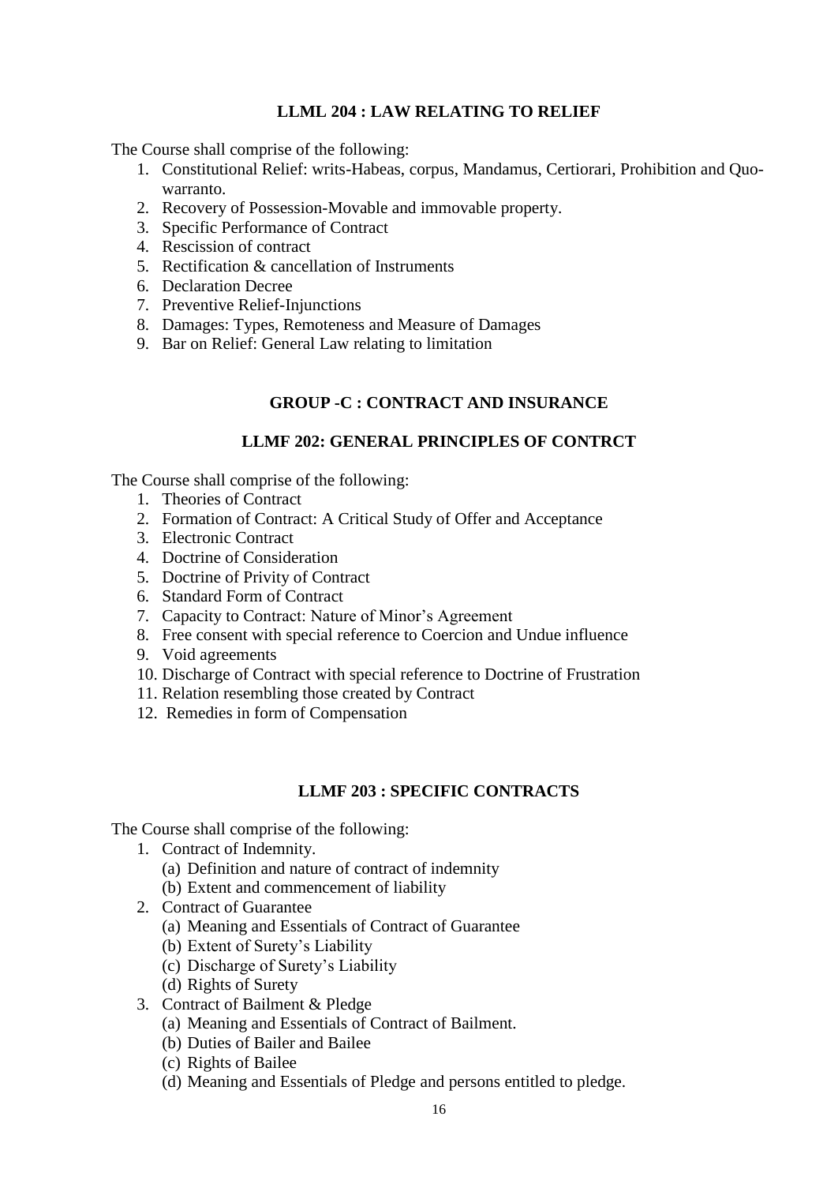### LLML 204 : LAW RELATING TO RELIEF

The Course shall comprise of the following:

1. Constitutional Relief: writs-Habeas, corpus, Mandamus, Certiorari, Prohibition and Quo-warranto.
2. Recovery of Possession-Movable and immovable property.
3. Specific Performance of Contract
4. Rescission of contract
5. Rectification & cancellation of Instruments
6. Declaration Decree
7. Preventive Relief-Injunctions
8. Damages: Types, Remoteness and Measure of Damages
9. Bar on Relief: General Law relating to limitation

## GROUP -C : CONTRACT AND INSURANCE

### LLMF 202: GENERAL PRINCIPLES OF CONTRCT

The Course shall comprise of the following:

1. Theories of Contract
2. Formation of Contract: A Critical Study of Offer and Acceptance
3. Electronic Contract
4. Doctrine of Consideration
5. Doctrine of Privity of Contract
6. Standard Form of Contract
7. Capacity to Contract: Nature of Minor's Agreement
8. Free consent with special reference to Coercion and Undue influence
9. Void agreements
10. Discharge of Contract with special reference to Doctrine of Frustration
11. Relation resembling those created by Contract
12. Remedies in form of Compensation

### LLMF 203 : SPECIFIC CONTRACTS

The Course shall comprise of the following:

1. Contract of Indemnity.
   (a) Definition and nature of contract of indemnity
   (b) Extent and commencement of liability
2. Contract of Guarantee
   (a) Meaning and Essentials of Contract of Guarantee
   (b) Extent of Surety's Liability
   (c) Discharge of Surety's Liability
   (d) Rights of Surety
3. Contract of Bailment & Pledge
   (a) Meaning and Essentials of Contract of Bailment.
   (b) Duties of Bailer and Bailee
   (c) Rights of Bailee
   (d) Meaning and Essentials of Pledge and persons entitled to pledge.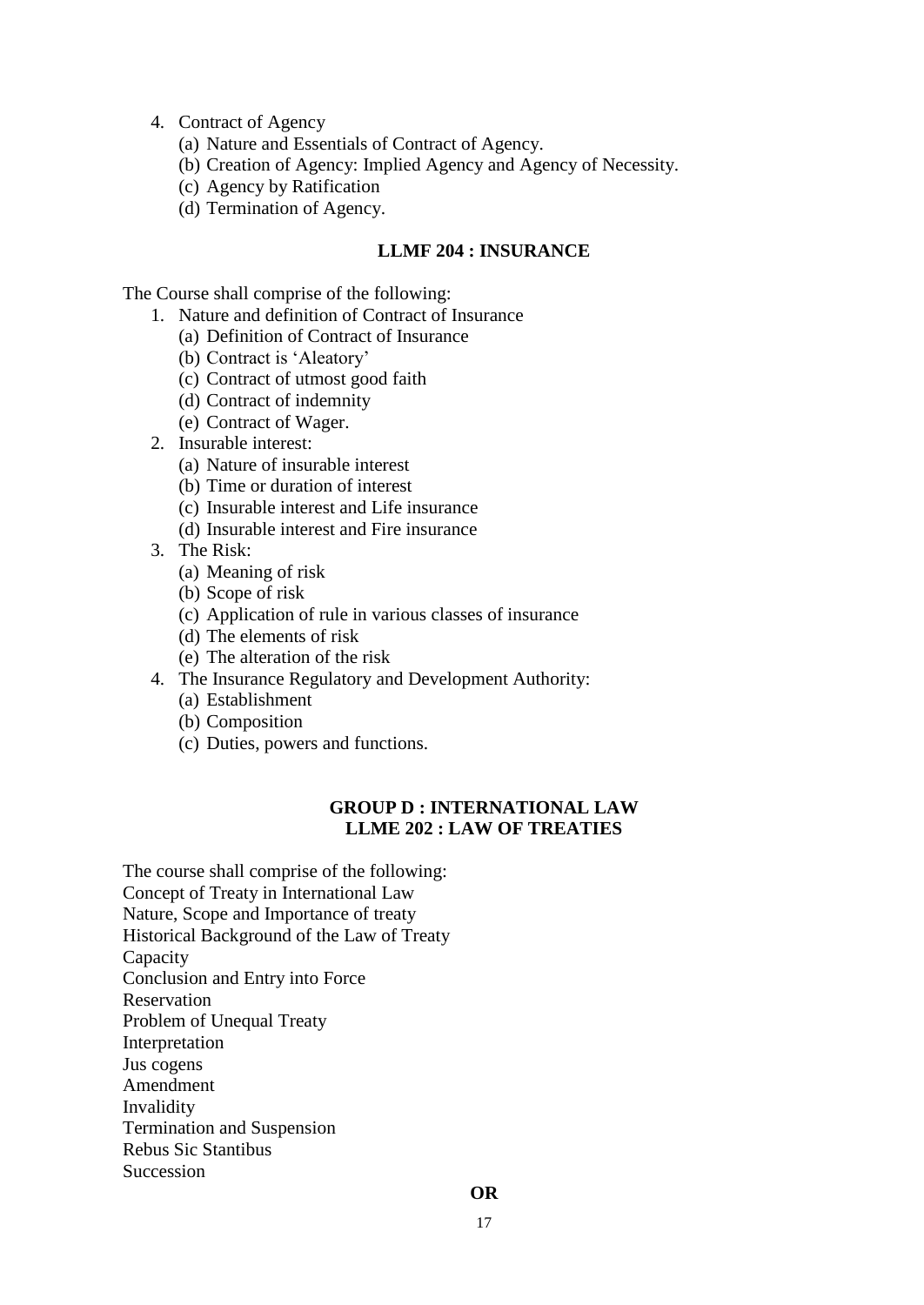4. Contract of Agency
   (a) Nature and Essentials of Contract of Agency.
   (b) Creation of Agency: Implied Agency and Agency of Necessity.
   (c) Agency by Ratification
   (d) Termination of Agency.

### LLMF 204 : INSURANCE

The Course shall comprise of the following:

1. Nature and definition of Contract of Insurance
   (a) Definition of Contract of Insurance
   (b) Contract is 'Aleatory'
   (c) Contract of utmost good faith
   (d) Contract of indemnity
   (e) Contract of Wager.
2. Insurable interest:
   (a) Nature of insurable interest
   (b) Time or duration of interest
   (c) Insurable interest and Life insurance
   (d) Insurable interest and Fire insurance
3. The Risk:
   (a) Meaning of risk
   (b) Scope of risk
   (c) Application of rule in various classes of insurance
   (d) The elements of risk
   (e) The alteration of the risk
4. The Insurance Regulatory and Development Authority:
   (a) Establishment
   (b) Composition
   (c) Duties, powers and functions.

## GROUP D : INTERNATIONAL LAW

### LLME 202 : LAW OF TREATIES

The course shall comprise of the following:
Concept of Treaty in International Law
Nature, Scope and Importance of treaty
Historical Background of the Law of Treaty
Capacity
Conclusion and Entry into Force
Reservation
Problem of Unequal Treaty
Interpretation
Jus cogens
Amendment
Invalidity
Termination and Suspension
Rebus Sic Stantibus
Succession

**OR**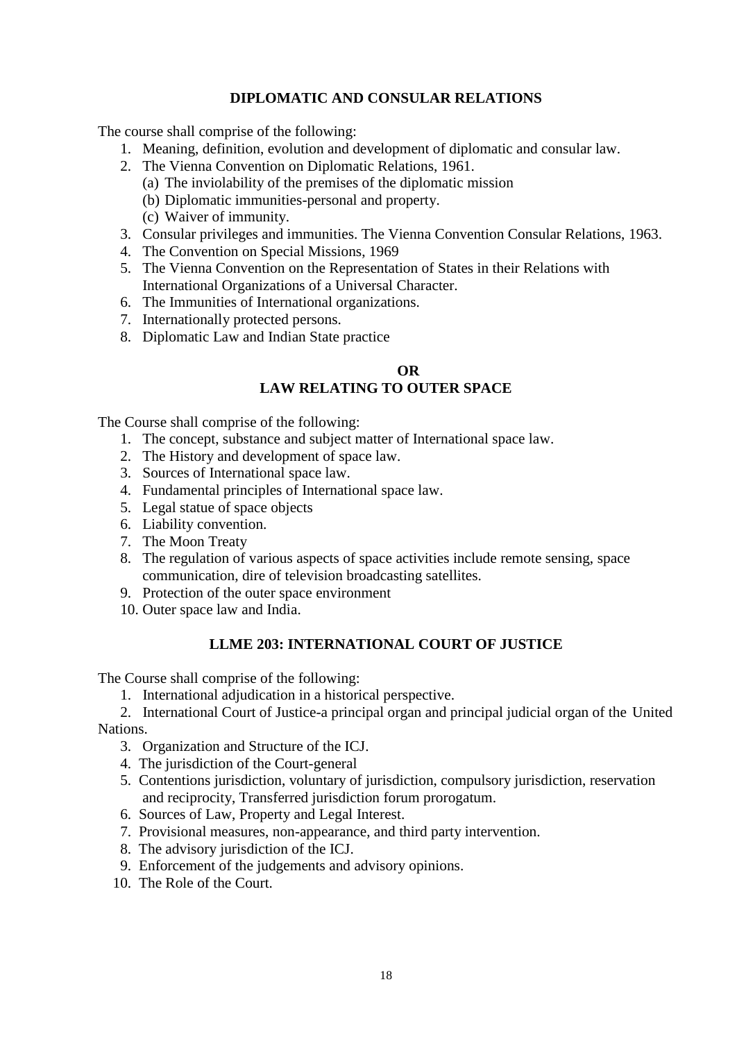## DIPLOMATIC AND CONSULAR RELATIONS

The course shall comprise of the following:

1. Meaning, definition, evolution and development of diplomatic and consular law.
2. The Vienna Convention on Diplomatic Relations, 1961.
   (a) The inviolability of the premises of the diplomatic mission
   (b) Diplomatic immunities-personal and property.
   (c) Waiver of immunity.
3. Consular privileges and immunities. The Vienna Convention Consular Relations, 1963.
4. The Convention on Special Missions, 1969
5. The Vienna Convention on the Representation of States in their Relations with International Organizations of a Universal Character.
6. The Immunities of International organizations.
7. Internationally protected persons.
8. Diplomatic Law and Indian State practice

**OR**

## LAW RELATING TO OUTER SPACE

The Course shall comprise of the following:

1. The concept, substance and subject matter of International space law.
2. The History and development of space law.
3. Sources of International space law.
4. Fundamental principles of International space law.
5. Legal statue of space objects
6. Liability convention.
7. The Moon Treaty
8. The regulation of various aspects of space activities include remote sensing, space communication, dire of television broadcasting satellites.
9. Protection of the outer space environment
10. Outer space law and India.

## LLME 203: INTERNATIONAL COURT OF JUSTICE

The Course shall comprise of the following:

1. International adjudication in a historical perspective.
2. International Court of Justice-a principal organ and principal judicial organ of the United Nations.
3. Organization and Structure of the ICJ.
4. The jurisdiction of the Court-general
5. Contentions jurisdiction, voluntary of jurisdiction, compulsory jurisdiction, reservation and reciprocity, Transferred jurisdiction forum prorogatum.
6. Sources of Law, Property and Legal Interest.
7. Provisional measures, non-appearance, and third party intervention.
8. The advisory jurisdiction of the ICJ.
9. Enforcement of the judgements and advisory opinions.
10. The Role of the Court.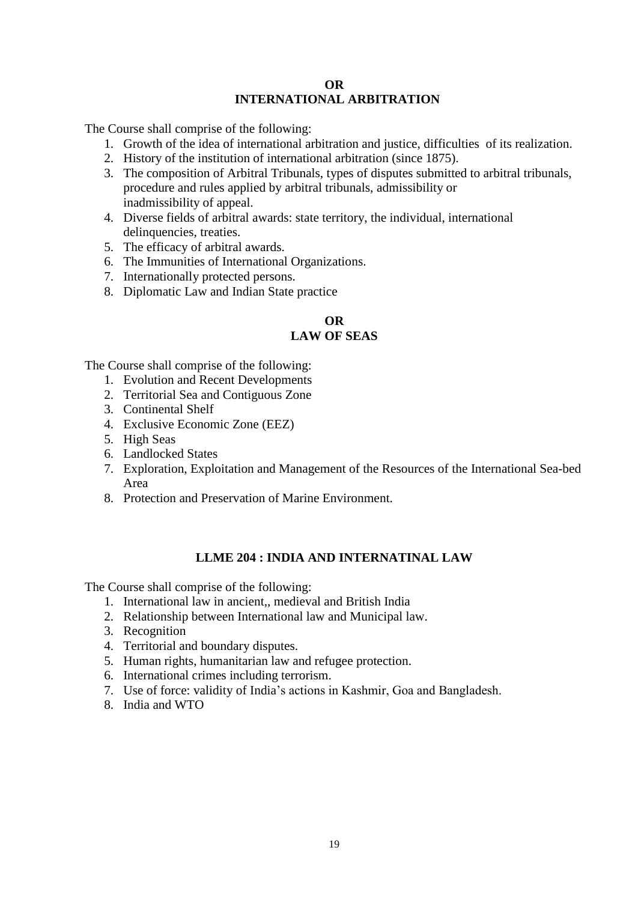**OR**

## INTERNATIONAL ARBITRATION

The Course shall comprise of the following:

1. Growth of the idea of international arbitration and justice, difficulties of its realization.
2. History of the institution of international arbitration (since 1875).
3. The composition of Arbitral Tribunals, types of disputes submitted to arbitral tribunals, procedure and rules applied by arbitral tribunals, admissibility or inadmissibility of appeal.
4. Diverse fields of arbitral awards: state territory, the individual, international delinquencies, treaties.
5. The efficacy of arbitral awards.
6. The Immunities of International Organizations.
7. Internationally protected persons.
8. Diplomatic Law and Indian State practice

**OR**

## LAW OF SEAS

The Course shall comprise of the following:

1. Evolution and Recent Developments
2. Territorial Sea and Contiguous Zone
3. Continental Shelf
4. Exclusive Economic Zone (EEZ)
5. High Seas
6. Landlocked States
7. Exploration, Exploitation and Management of the Resources of the International Sea-bed Area
8. Protection and Preservation of Marine Environment.

## LLME 204 : INDIA AND INTERNATINAL LAW

The Course shall comprise of the following:

1. International law in ancient,, medieval and British India
2. Relationship between International law and Municipal law.
3. Recognition
4. Territorial and boundary disputes.
5. Human rights, humanitarian law and refugee protection.
6. International crimes including terrorism.
7. Use of force: validity of India's actions in Kashmir, Goa and Bangladesh.
8. India and WTO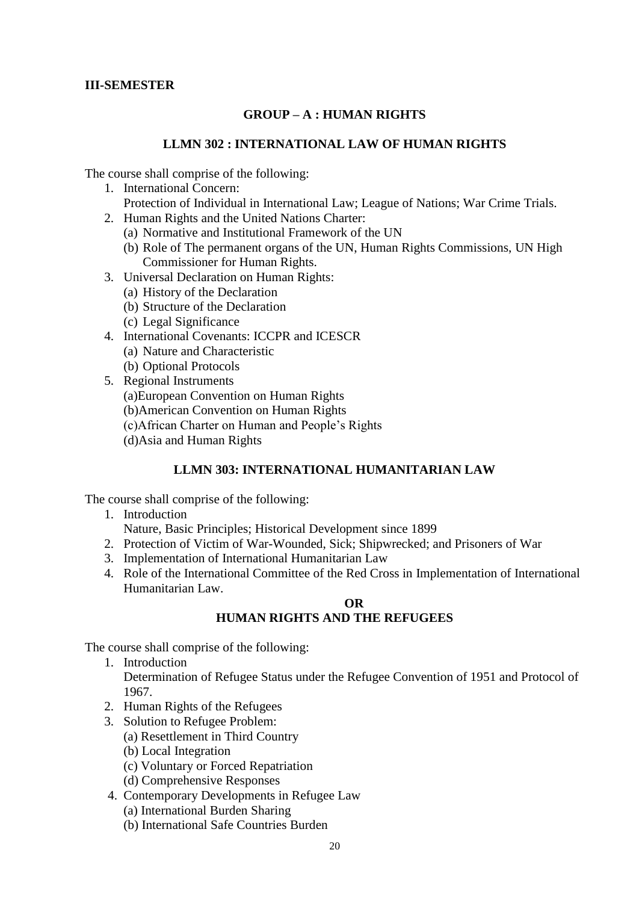**III-SEMESTER**

## GROUP – A : HUMAN RIGHTS

### LLMN 302 : INTERNATIONAL LAW OF HUMAN RIGHTS

The course shall comprise of the following:

1. International Concern:
   Protection of Individual in International Law; League of Nations; War Crime Trials.
2. Human Rights and the United Nations Charter:
   (a) Normative and Institutional Framework of the UN
   (b) Role of The permanent organs of the UN, Human Rights Commissions, UN High Commissioner for Human Rights.
3. Universal Declaration on Human Rights:
   (a) History of the Declaration
   (b) Structure of the Declaration
   (c) Legal Significance
4. International Covenants: ICCPR and ICESCR
   (a) Nature and Characteristic
   (b) Optional Protocols
5. Regional Instruments
   (a)European Convention on Human Rights
   (b)American Convention on Human Rights
   (c)African Charter on Human and People's Rights
   (d)Asia and Human Rights

### LLMN 303: INTERNATIONAL HUMANITARIAN LAW

The course shall comprise of the following:

1. Introduction
   Nature, Basic Principles; Historical Development since 1899
2. Protection of Victim of War-Wounded, Sick; Shipwrecked; and Prisoners of War
3. Implementation of International Humanitarian Law
4. Role of the International Committee of the Red Cross in Implementation of International Humanitarian Law.

**OR**

### HUMAN RIGHTS AND THE REFUGEES

The course shall comprise of the following:

1. Introduction
   Determination of Refugee Status under the Refugee Convention of 1951 and Protocol of 1967.
2. Human Rights of the Refugees
3. Solution to Refugee Problem:
   (a) Resettlement in Third Country
   (b) Local Integration
   (c) Voluntary or Forced Repatriation
   (d) Comprehensive Responses
4. Contemporary Developments in Refugee Law
   (a) International Burden Sharing
   (b) International Safe Countries Burden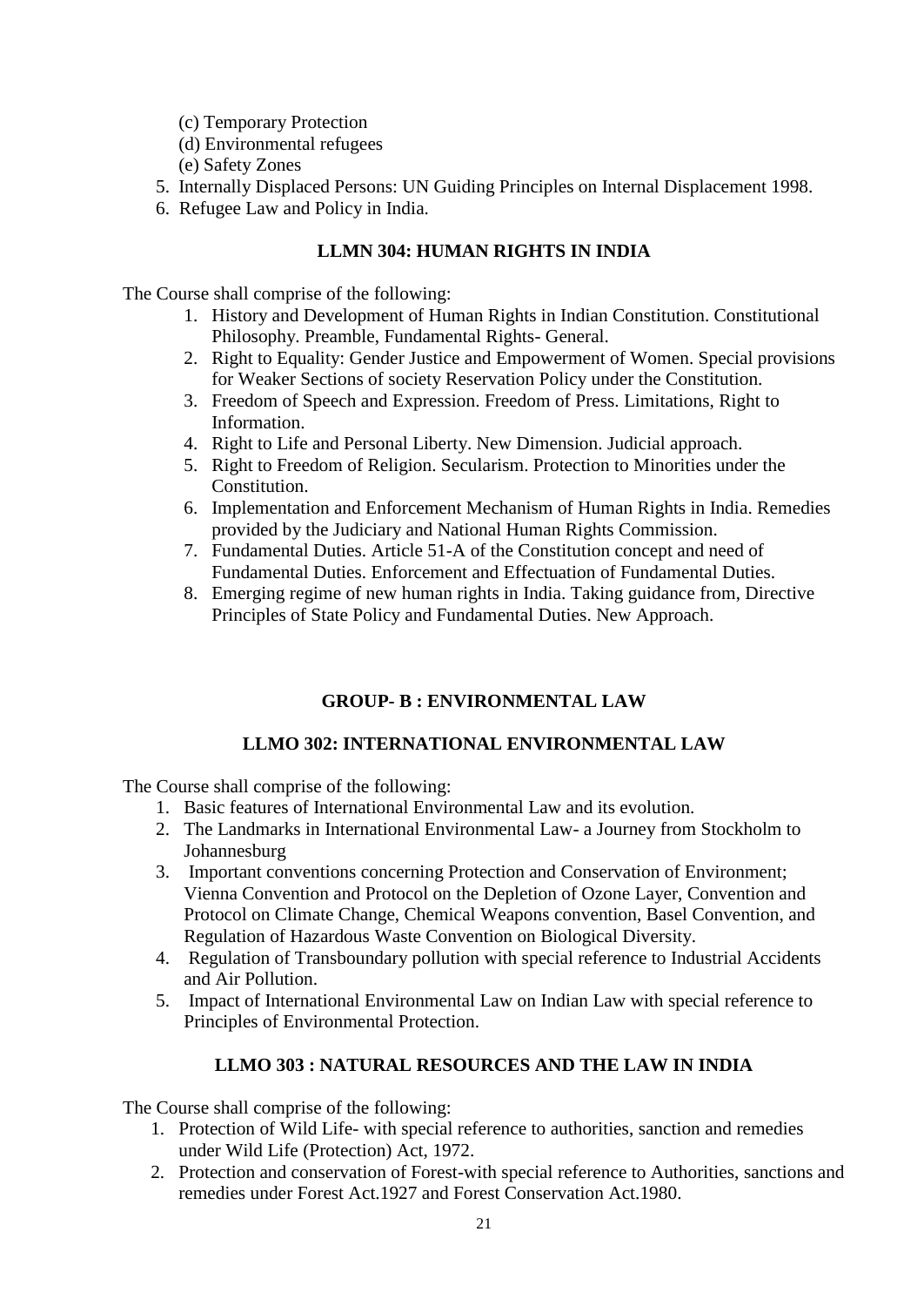(c) Temporary Protection
(d) Environmental refugees
(e) Safety Zones

5. Internally Displaced Persons: UN Guiding Principles on Internal Displacement 1998.
6. Refugee Law and Policy in India.

### LLMN 304: HUMAN RIGHTS IN INDIA

The Course shall comprise of the following:

1. History and Development of Human Rights in Indian Constitution. Constitutional Philosophy. Preamble, Fundamental Rights- General.
2. Right to Equality: Gender Justice and Empowerment of Women. Special provisions for Weaker Sections of society Reservation Policy under the Constitution.
3. Freedom of Speech and Expression. Freedom of Press. Limitations, Right to Information.
4. Right to Life and Personal Liberty. New Dimension. Judicial approach.
5. Right to Freedom of Religion. Secularism. Protection to Minorities under the Constitution.
6. Implementation and Enforcement Mechanism of Human Rights in India. Remedies provided by the Judiciary and National Human Rights Commission.
7. Fundamental Duties. Article 51-A of the Constitution concept and need of Fundamental Duties. Enforcement and Effectuation of Fundamental Duties.
8. Emerging regime of new human rights in India. Taking guidance from, Directive Principles of State Policy and Fundamental Duties. New Approach.

## GROUP- B : ENVIRONMENTAL LAW

### LLMO 302: INTERNATIONAL ENVIRONMENTAL LAW

The Course shall comprise of the following:

1. Basic features of International Environmental Law and its evolution.
2. The Landmarks in International Environmental Law- a Journey from Stockholm to Johannesburg
3. Important conventions concerning Protection and Conservation of Environment; Vienna Convention and Protocol on the Depletion of Ozone Layer, Convention and Protocol on Climate Change, Chemical Weapons convention, Basel Convention, and Regulation of Hazardous Waste Convention on Biological Diversity.
4. Regulation of Transboundary pollution with special reference to Industrial Accidents and Air Pollution.
5. Impact of International Environmental Law on Indian Law with special reference to Principles of Environmental Protection.

### LLMO 303 : NATURAL RESOURCES AND THE LAW IN INDIA

The Course shall comprise of the following:

1. Protection of Wild Life- with special reference to authorities, sanction and remedies under Wild Life (Protection) Act, 1972.
2. Protection and conservation of Forest-with special reference to Authorities, sanctions and remedies under Forest Act.1927 and Forest Conservation Act.1980.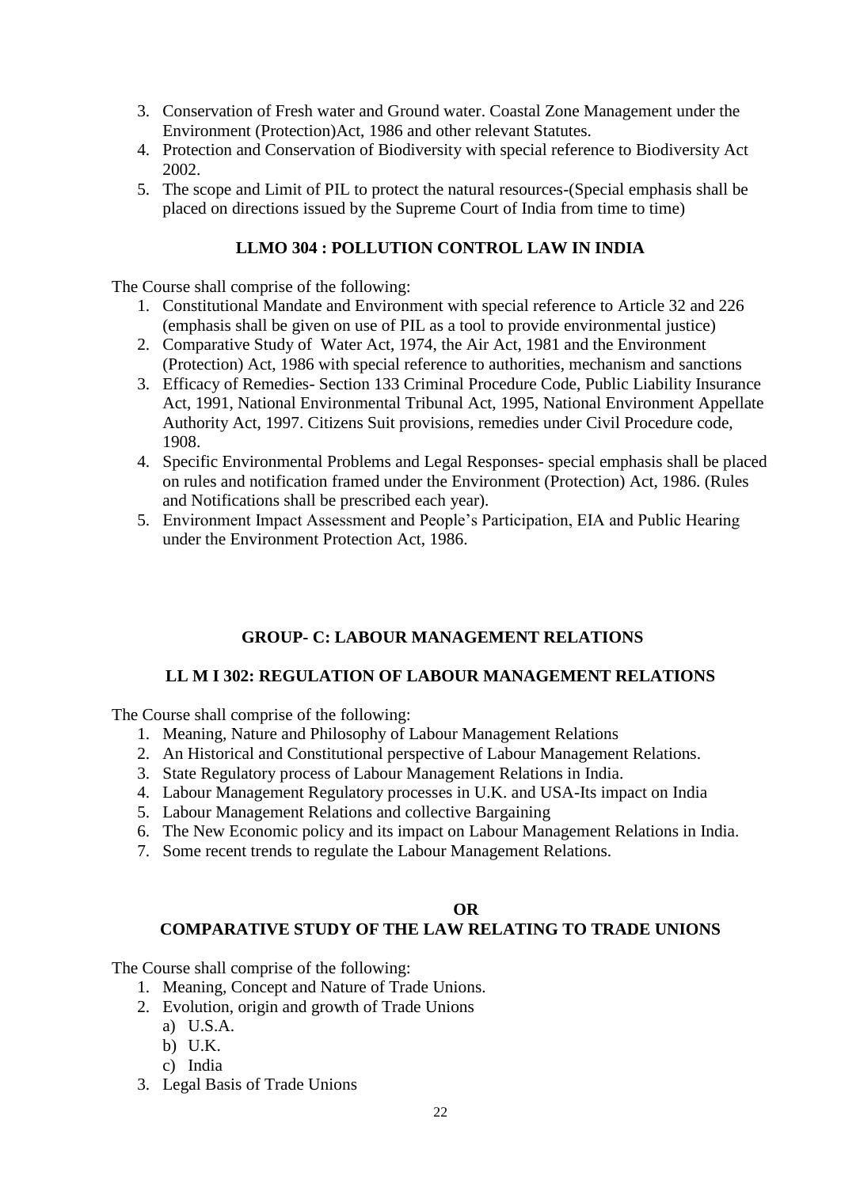3. Conservation of Fresh water and Ground water. Coastal Zone Management under the Environment (Protection)Act, 1986 and other relevant Statutes.
4. Protection and Conservation of Biodiversity with special reference to Biodiversity Act 2002.
5. The scope and Limit of PIL to protect the natural resources-(Special emphasis shall be placed on directions issued by the Supreme Court of India from time to time)

### LLMO 304 : POLLUTION CONTROL LAW IN INDIA

The Course shall comprise of the following:

1. Constitutional Mandate and Environment with special reference to Article 32 and 226 (emphasis shall be given on use of PIL as a tool to provide environmental justice)
2. Comparative Study of Water Act, 1974, the Air Act, 1981 and the Environment (Protection) Act, 1986 with special reference to authorities, mechanism and sanctions
3. Efficacy of Remedies- Section 133 Criminal Procedure Code, Public Liability Insurance Act, 1991, National Environmental Tribunal Act, 1995, National Environment Appellate Authority Act, 1997. Citizens Suit provisions, remedies under Civil Procedure code, 1908.
4. Specific Environmental Problems and Legal Responses- special emphasis shall be placed on rules and notification framed under the Environment (Protection) Act, 1986. (Rules and Notifications shall be prescribed each year).
5. Environment Impact Assessment and People's Participation, EIA and Public Hearing under the Environment Protection Act, 1986.

## GROUP- C: LABOUR MANAGEMENT RELATIONS

### LL M I 302: REGULATION OF LABOUR MANAGEMENT RELATIONS

The Course shall comprise of the following:

1. Meaning, Nature and Philosophy of Labour Management Relations
2. An Historical and Constitutional perspective of Labour Management Relations.
3. State Regulatory process of Labour Management Relations in India.
4. Labour Management Regulatory processes in U.K. and USA-Its impact on India
5. Labour Management Relations and collective Bargaining
6. The New Economic policy and its impact on Labour Management Relations in India.
7. Some recent trends to regulate the Labour Management Relations.

**OR**

### COMPARATIVE STUDY OF THE LAW RELATING TO TRADE UNIONS

The Course shall comprise of the following:

1. Meaning, Concept and Nature of Trade Unions.
2. Evolution, origin and growth of Trade Unions
   a) U.S.A.
   b) U.K.
   c) India
3. Legal Basis of Trade Unions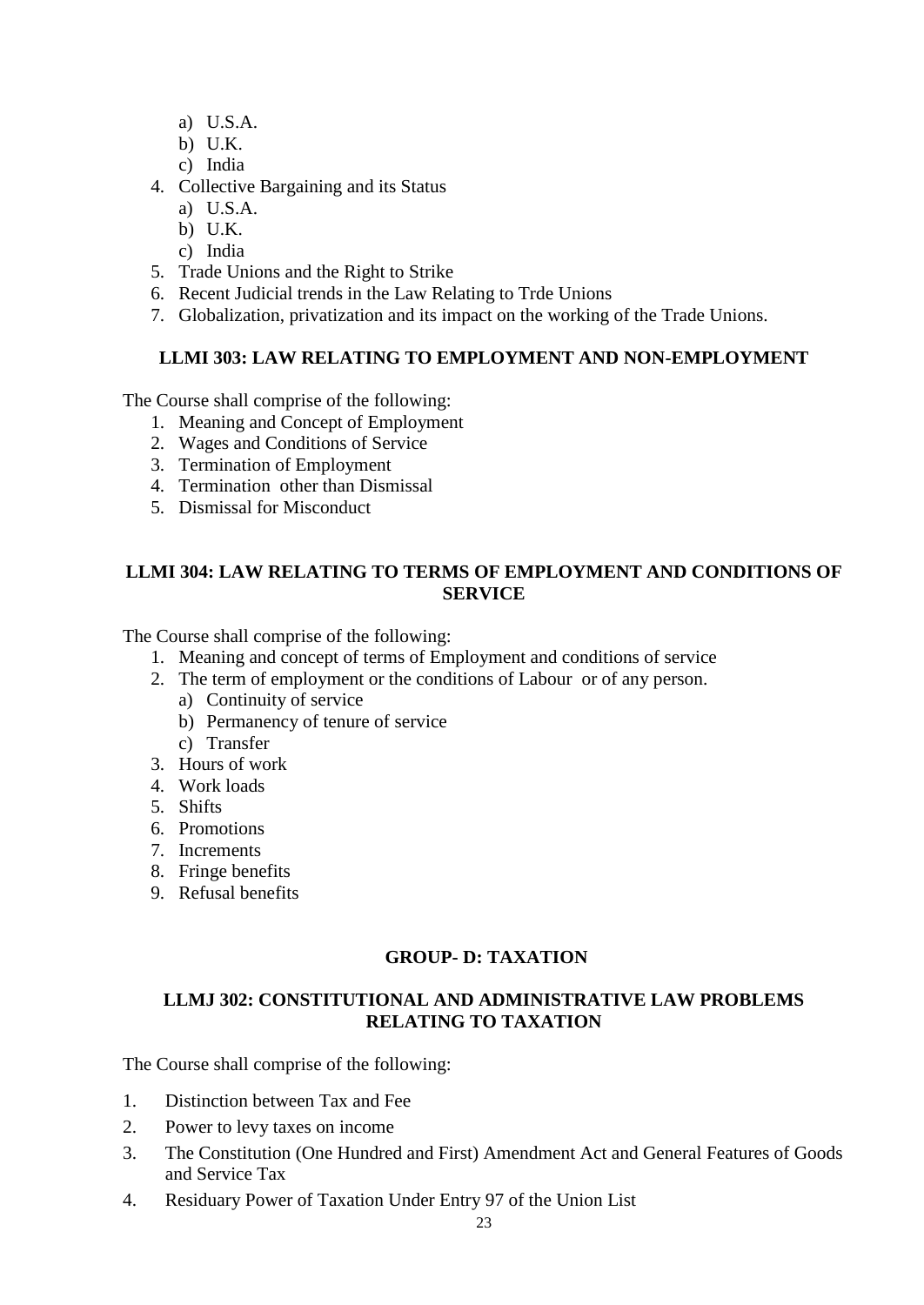a) U.S.A.
   b) U.K.
   c) India
4. Collective Bargaining and its Status
   a) U.S.A.
   b) U.K.
   c) India
5. Trade Unions and the Right to Strike
6. Recent Judicial trends in the Law Relating to Trde Unions
7. Globalization, privatization and its impact on the working of the Trade Unions.

### LLMI 303: LAW RELATING TO EMPLOYMENT AND NON-EMPLOYMENT

The Course shall comprise of the following:

1. Meaning and Concept of Employment
2. Wages and Conditions of Service
3. Termination of Employment
4. Termination other than Dismissal
5. Dismissal for Misconduct

### LLMI 304: LAW RELATING TO TERMS OF EMPLOYMENT AND CONDITIONS OF SERVICE

The Course shall comprise of the following:

1. Meaning and concept of terms of Employment and conditions of service
2. The term of employment or the conditions of Labour or of any person.
   a) Continuity of service
   b) Permanency of tenure of service
   c) Transfer
3. Hours of work
4. Work loads
5. Shifts
6. Promotions
7. Increments
8. Fringe benefits
9. Refusal benefits

## GROUP- D: TAXATION

### LLMJ 302: CONSTITUTIONAL AND ADMINISTRATIVE LAW PROBLEMS RELATING TO TAXATION

The Course shall comprise of the following:

1. Distinction between Tax and Fee
2. Power to levy taxes on income
3. The Constitution (One Hundred and First) Amendment Act and General Features of Goods and Service Tax
4. Residuary Power of Taxation Under Entry 97 of the Union List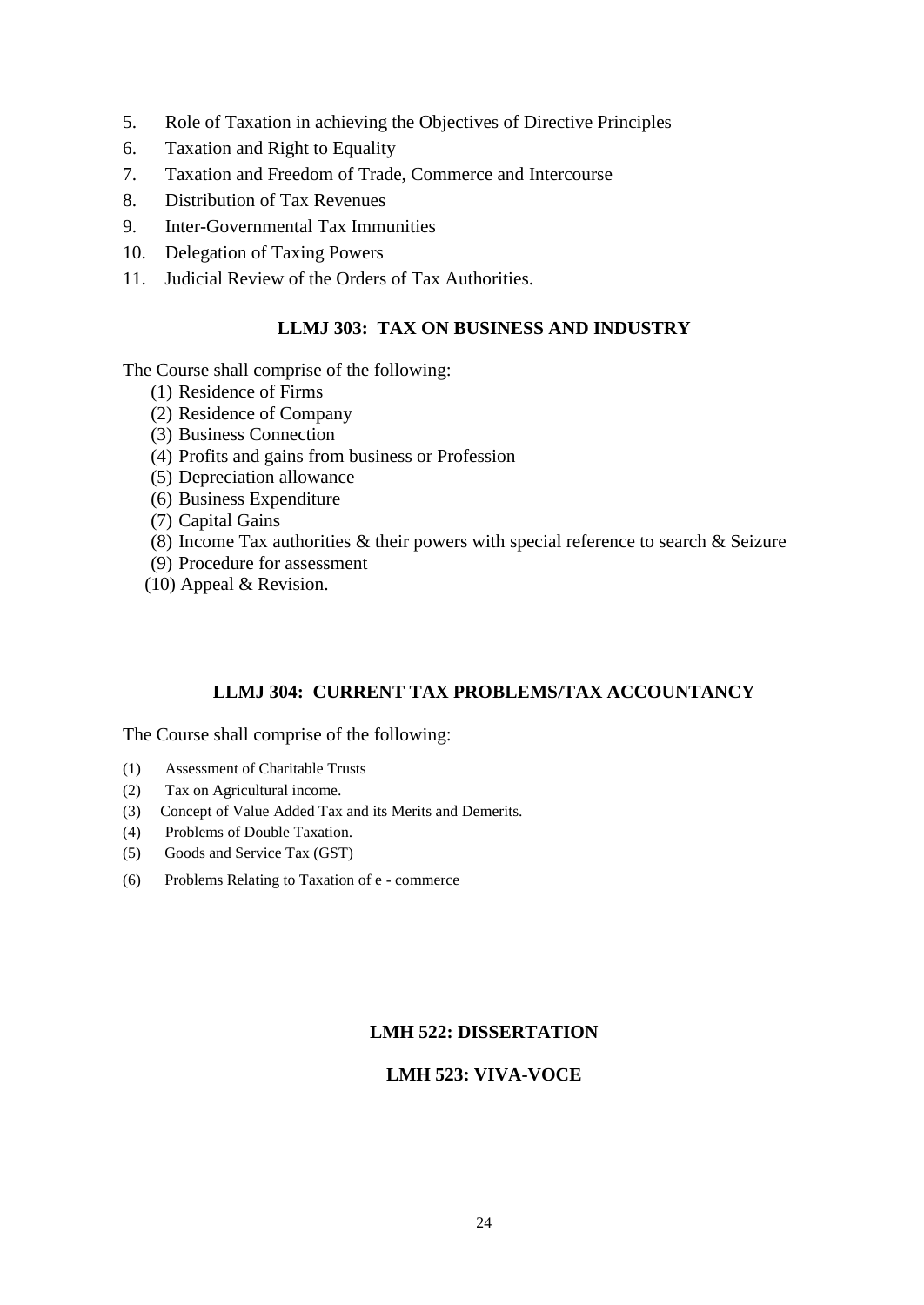5. Role of Taxation in achieving the Objectives of Directive Principles
6. Taxation and Right to Equality
7. Taxation and Freedom of Trade, Commerce and Intercourse
8. Distribution of Tax Revenues
9. Inter-Governmental Tax Immunities
10. Delegation of Taxing Powers
11. Judicial Review of the Orders of Tax Authorities.

### LLMJ 303: TAX ON BUSINESS AND INDUSTRY

The Course shall comprise of the following:

(1) Residence of Firms
(2) Residence of Company
(3) Business Connection
(4) Profits and gains from business or Profession
(5) Depreciation allowance
(6) Business Expenditure
(7) Capital Gains
(8) Income Tax authorities & their powers with special reference to search & Seizure
(9) Procedure for assessment
(10) Appeal & Revision.

### LLMJ 304: CURRENT TAX PROBLEMS/TAX ACCOUNTANCY

The Course shall comprise of the following:

(1) Assessment of Charitable Trusts
(2) Tax on Agricultural income.
(3) Concept of Value Added Tax and its Merits and Demerits.
(4) Problems of Double Taxation.
(5) Goods and Service Tax (GST)
(6) Problems Relating to Taxation of e - commerce

### LMH 522: DISSERTATION

### LMH 523: VIVA-VOCE